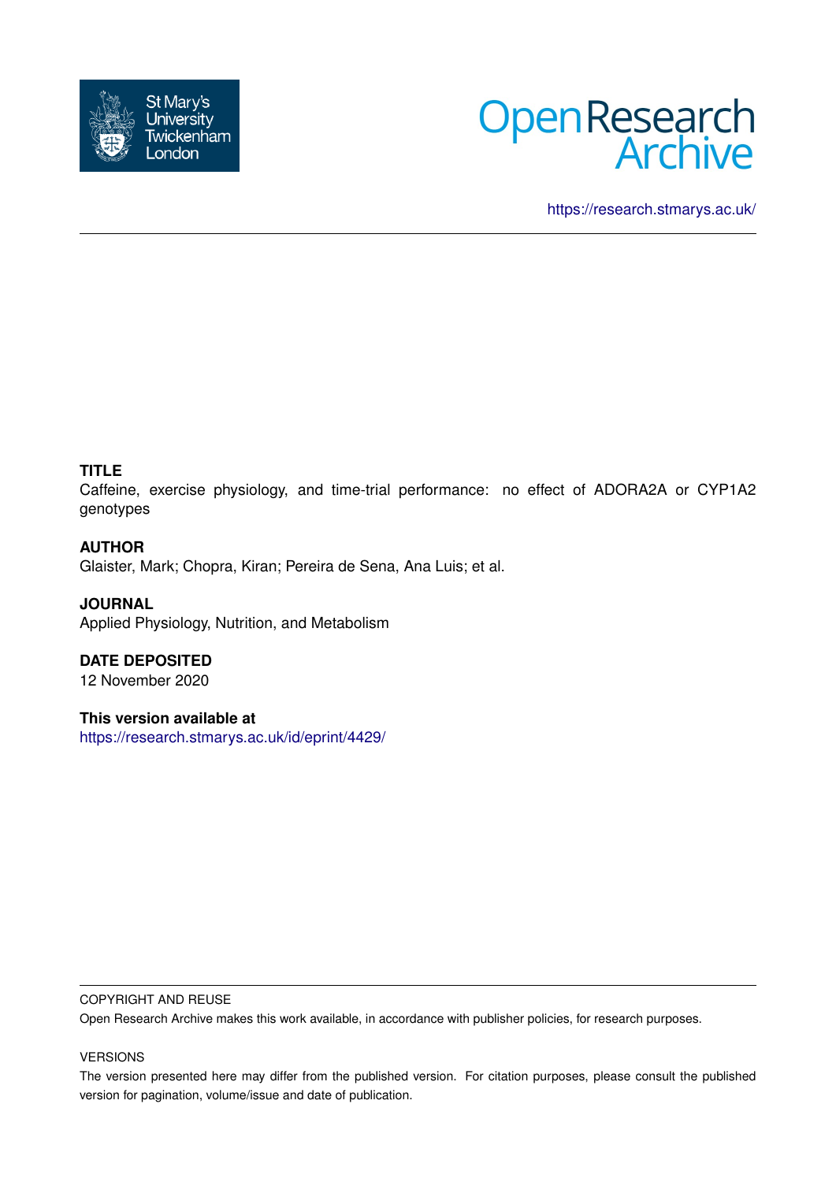St Mary's University Twickenham London

Open Research Archive

https://research.stmarys.ac.uk/

**TITLE**

Caffeine, exercise physiology, and time-trial performance: no effect of ADORA2A or CYP1A2 genotypes

**AUTHOR**

Glaister, Mark; Chopra, Kiran; Pereira de Sena, Ana Luis; et al.

**JOURNAL**

Applied Physiology, Nutrition, and Metabolism

**DATE DEPOSITED**

12 November 2020

**This version available at**

https://research.stmarys.ac.uk/id/eprint/4429/

COPYRIGHT AND REUSE

Open Research Archive makes this work available, in accordance with publisher policies, for research purposes.

VERSIONS

The version presented here may differ from the published version. For citation purposes, please consult the published version for pagination, volume/issue and date of publication.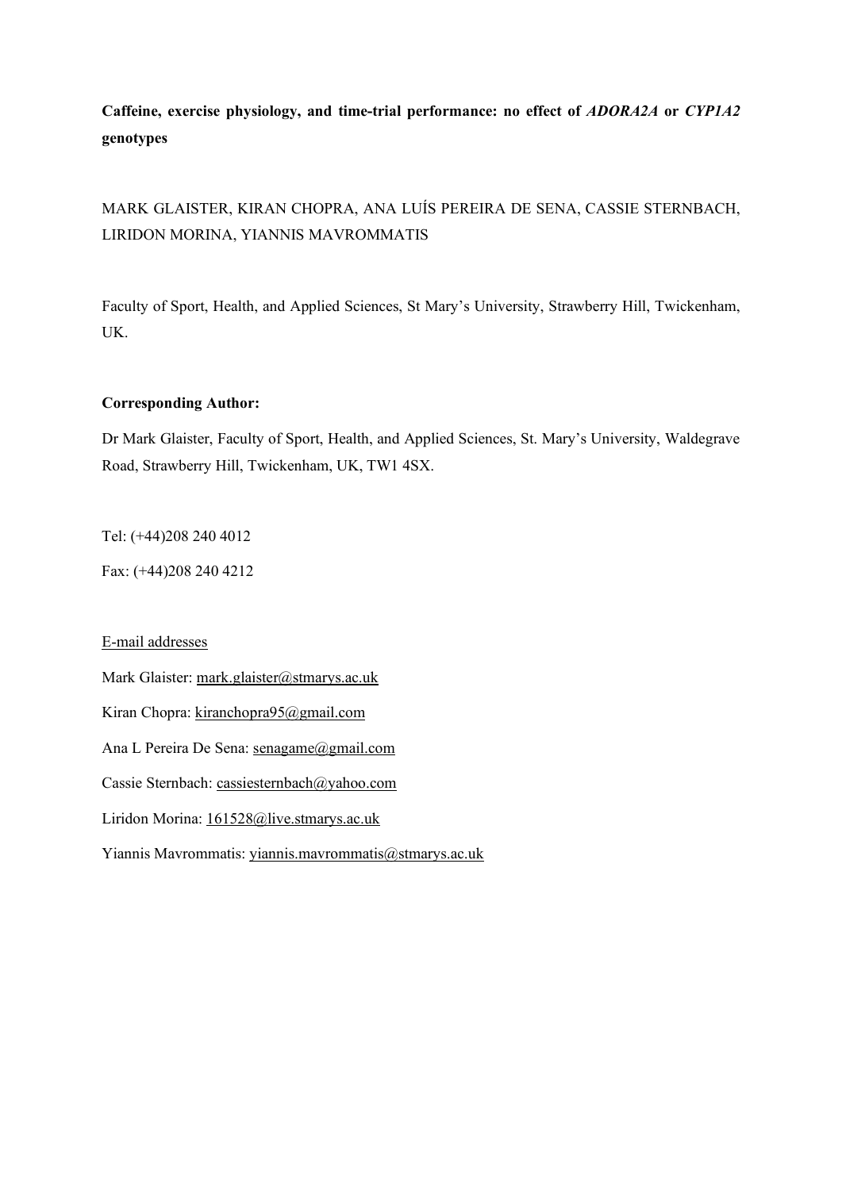**Caffeine, exercise physiology, and time-trial performance: no effect of *ADORA2A* or *CYP1A2* genotypes**

MARK GLAISTER, KIRAN CHOPRA, ANA LUÍS PEREIRA DE SENA, CASSIE STERNBACH, LIRIDON MORINA, YIANNIS MAVROMMATIS

Faculty of Sport, Health, and Applied Sciences, St Mary's University, Strawberry Hill, Twickenham, UK.

**Corresponding Author:**

Dr Mark Glaister, Faculty of Sport, Health, and Applied Sciences, St. Mary's University, Waldegrave Road, Strawberry Hill, Twickenham, UK, TW1 4SX.

Tel: (+44)208 240 4012

Fax: (+44)208 240 4212

E-mail addresses

Mark Glaister: mark.glaister@stmarys.ac.uk

Kiran Chopra: kiranchopra95@gmail.com

Ana L Pereira De Sena: senagame@gmail.com

Cassie Sternbach: cassiesternbach@yahoo.com

Liridon Morina: 161528@live.stmarys.ac.uk

Yiannis Mavrommatis: yiannis.mavrommatis@stmarys.ac.uk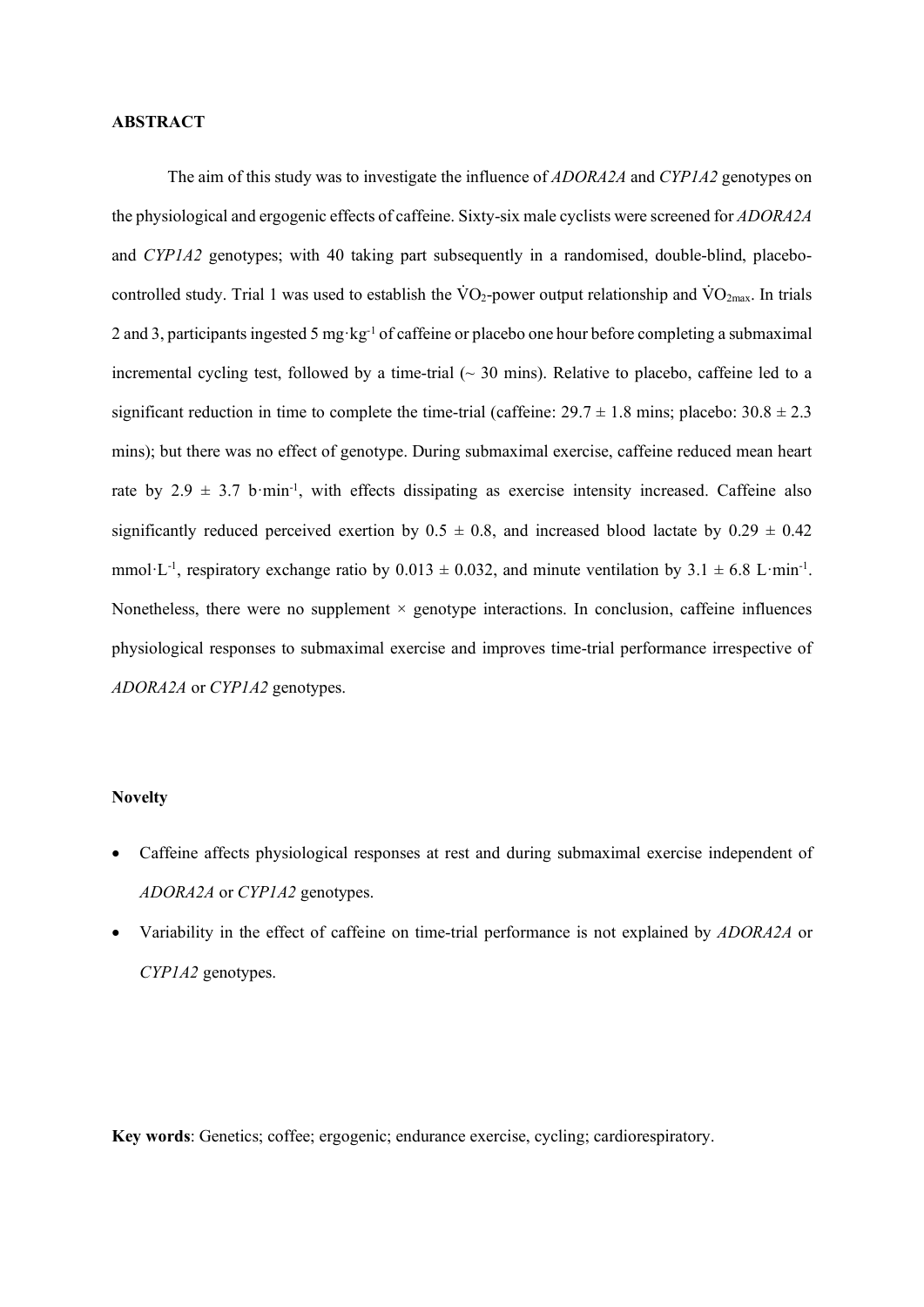**ABSTRACT**

The aim of this study was to investigate the influence of *ADORA2A* and *CYP1A2* genotypes on the physiological and ergogenic effects of caffeine. Sixty-six male cyclists were screened for *ADORA2A* and *CYP1A2* genotypes; with 40 taking part subsequently in a randomised, double-blind, placebo-controlled study. Trial 1 was used to establish the $\dot{V}O_2$-power output relationship and $\dot{V}O_{2max}$. In trials 2 and 3, participants ingested 5 $mg \cdot kg^{-1}$ of caffeine or placebo one hour before completing a submaximal incremental cycling test, followed by a time-trial (~ 30 mins). Relative to placebo, caffeine led to a significant reduction in time to complete the time-trial (caffeine: $29.7 \pm 1.8$ mins; placebo: $30.8 \pm 2.3$ mins); but there was no effect of genotype. During submaximal exercise, caffeine reduced mean heart rate by $2.9 \pm 3.7$ $b \cdot min^{-1}$, with effects dissipating as exercise intensity increased. Caffeine also significantly reduced perceived exertion by $0.5 \pm 0.8$, and increased blood lactate by $0.29 \pm 0.42$ $mmol \cdot L^{-1}$, respiratory exchange ratio by $0.013 \pm 0.032$, and minute ventilation by $3.1 \pm 6.8$ $L \cdot min^{-1}$. Nonetheless, there were no supplement × genotype interactions. In conclusion, caffeine influences physiological responses to submaximal exercise and improves time-trial performance irrespective of *ADORA2A* or *CYP1A2* genotypes.

**Novelty**

- Caffeine affects physiological responses at rest and during submaximal exercise independent of *ADORA2A* or *CYP1A2* genotypes.
- Variability in the effect of caffeine on time-trial performance is not explained by *ADORA2A* or *CYP1A2* genotypes.

**Key words**: Genetics; coffee; ergogenic; endurance exercise, cycling; cardiorespiratory.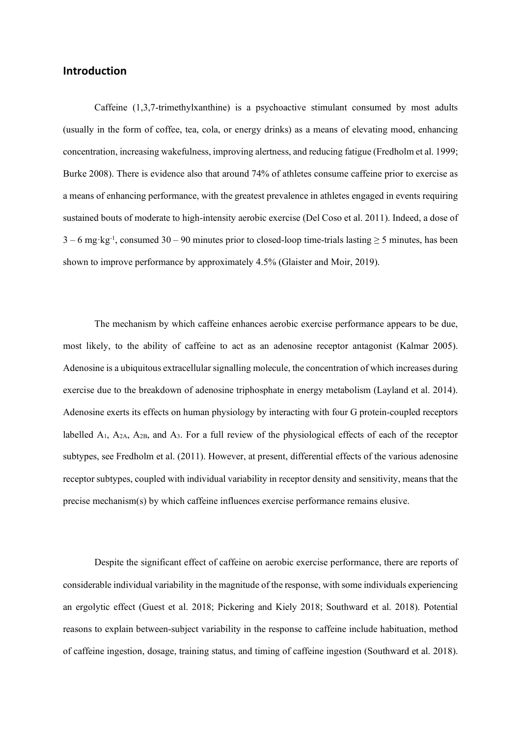## Introduction

Caffeine (1,3,7-trimethylxanthine) is a psychoactive stimulant consumed by most adults (usually in the form of coffee, tea, cola, or energy drinks) as a means of elevating mood, enhancing concentration, increasing wakefulness, improving alertness, and reducing fatigue (Fredholm et al. 1999; Burke 2008). There is evidence also that around 74% of athletes consume caffeine prior to exercise as a means of enhancing performance, with the greatest prevalence in athletes engaged in events requiring sustained bouts of moderate to high-intensity aerobic exercise (Del Coso et al. 2011). Indeed, a dose of 3 – 6 $mg \cdot kg^{-1}$, consumed 30 – 90 minutes prior to closed-loop time-trials lasting ≥ 5 minutes, has been shown to improve performance by approximately 4.5% (Glaister and Moir, 2019).

The mechanism by which caffeine enhances aerobic exercise performance appears to be due, most likely, to the ability of caffeine to act as an adenosine receptor antagonist (Kalmar 2005). Adenosine is a ubiquitous extracellular signalling molecule, the concentration of which increases during exercise due to the breakdown of adenosine triphosphate in energy metabolism (Layland et al. 2014). Adenosine exerts its effects on human physiology by interacting with four G protein-coupled receptors labelled $A_1$, $A_{2A}$, $A_{2B}$, and $A_3$. For a full review of the physiological effects of each of the receptor subtypes, see Fredholm et al. (2011). However, at present, differential effects of the various adenosine receptor subtypes, coupled with individual variability in receptor density and sensitivity, means that the precise mechanism(s) by which caffeine influences exercise performance remains elusive.

Despite the significant effect of caffeine on aerobic exercise performance, there are reports of considerable individual variability in the magnitude of the response, with some individuals experiencing an ergolytic effect (Guest et al. 2018; Pickering and Kiely 2018; Southward et al. 2018). Potential reasons to explain between-subject variability in the response to caffeine include habituation, method of caffeine ingestion, dosage, training status, and timing of caffeine ingestion (Southward et al. 2018).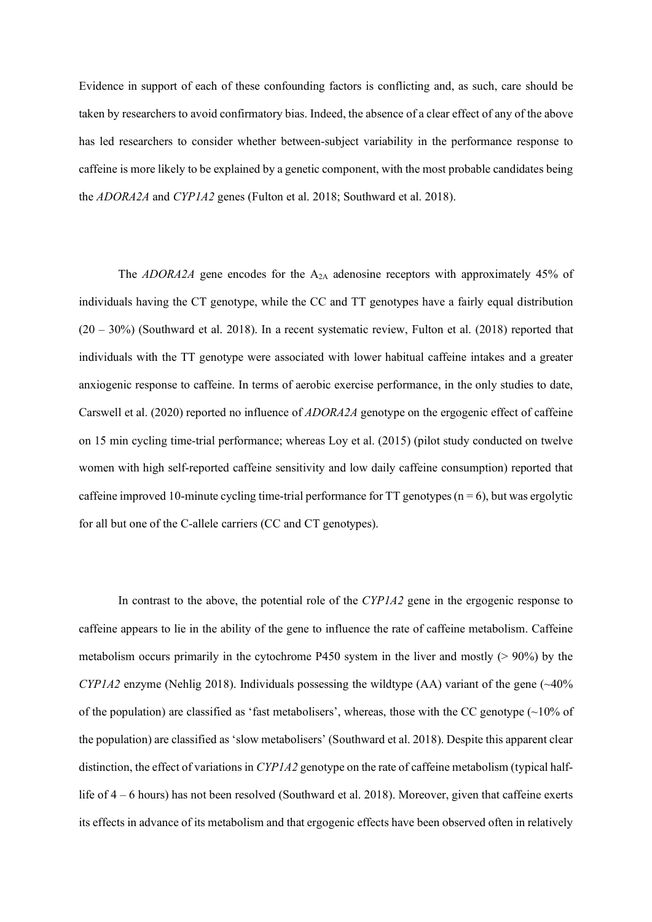Evidence in support of each of these confounding factors is conflicting and, as such, care should be taken by researchers to avoid confirmatory bias. Indeed, the absence of a clear effect of any of the above has led researchers to consider whether between-subject variability in the performance response to caffeine is more likely to be explained by a genetic component, with the most probable candidates being the *ADORA2A* and *CYP1A2* genes (Fulton et al. 2018; Southward et al. 2018).

The *ADORA2A* gene encodes for the $A_{2A}$ adenosine receptors with approximately 45% of individuals having the CT genotype, while the CC and TT genotypes have a fairly equal distribution (20 – 30%) (Southward et al. 2018). In a recent systematic review, Fulton et al. (2018) reported that individuals with the TT genotype were associated with lower habitual caffeine intakes and a greater anxiogenic response to caffeine. In terms of aerobic exercise performance, in the only studies to date, Carswell et al. (2020) reported no influence of *ADORA2A* genotype on the ergogenic effect of caffeine on 15 min cycling time-trial performance; whereas Loy et al. (2015) (pilot study conducted on twelve women with high self-reported caffeine sensitivity and low daily caffeine consumption) reported that caffeine improved 10-minute cycling time-trial performance for TT genotypes (n = 6), but was ergolytic for all but one of the C-allele carriers (CC and CT genotypes).

In contrast to the above, the potential role of the *CYP1A2* gene in the ergogenic response to caffeine appears to lie in the ability of the gene to influence the rate of caffeine metabolism. Caffeine metabolism occurs primarily in the cytochrome P450 system in the liver and mostly (> 90%) by the *CYP1A2* enzyme (Nehlig 2018). Individuals possessing the wildtype (AA) variant of the gene (~40% of the population) are classified as 'fast metabolisers', whereas, those with the CC genotype (~10% of the population) are classified as 'slow metabolisers' (Southward et al. 2018). Despite this apparent clear distinction, the effect of variations in *CYP1A2* genotype on the rate of caffeine metabolism (typical half-life of 4 – 6 hours) has not been resolved (Southward et al. 2018). Moreover, given that caffeine exerts its effects in advance of its metabolism and that ergogenic effects have been observed often in relatively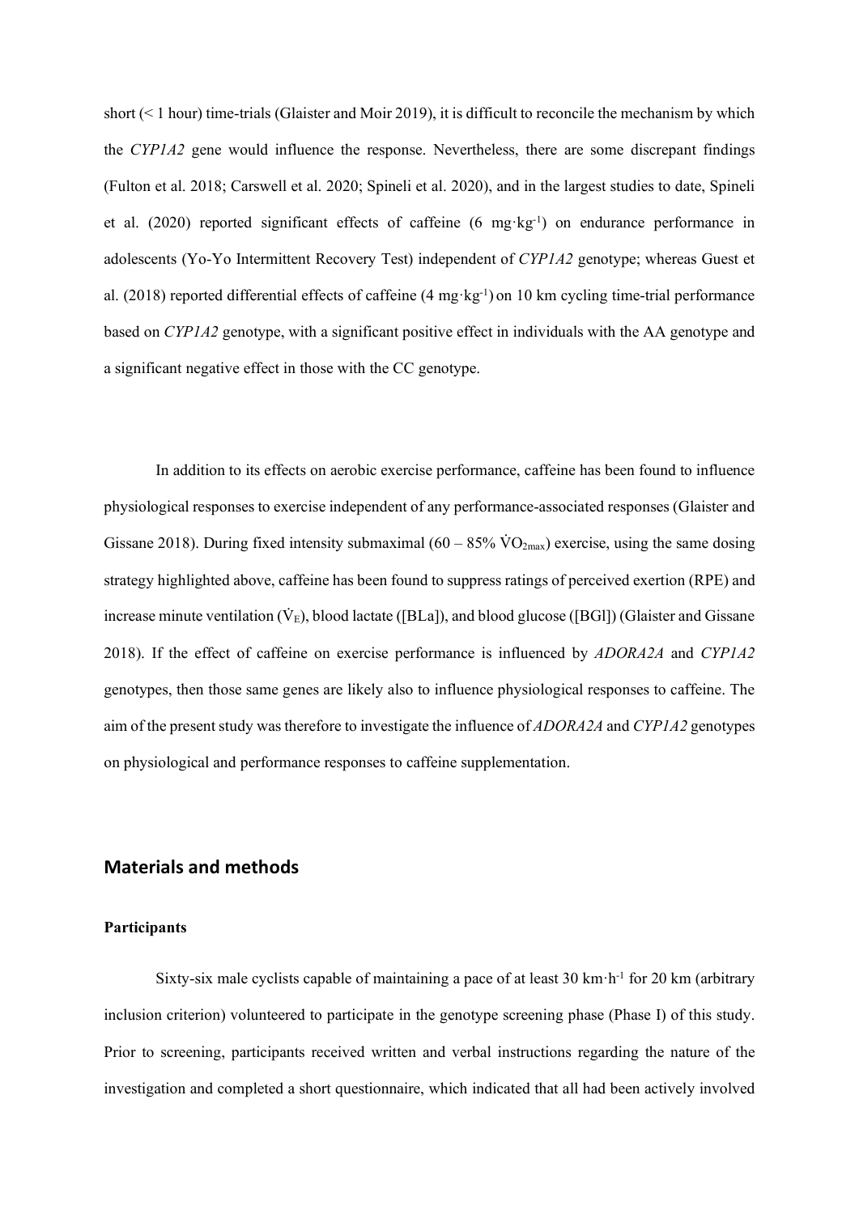short (< 1 hour) time-trials (Glaister and Moir 2019), it is difficult to reconcile the mechanism by which the *CYP1A2* gene would influence the response. Nevertheless, there are some discrepant findings (Fulton et al. 2018; Carswell et al. 2020; Spineli et al. 2020), and in the largest studies to date, Spineli et al. (2020) reported significant effects of caffeine (6 mg·kg$^{-1}$) on endurance performance in adolescents (Yo-Yo Intermittent Recovery Test) independent of *CYP1A2* genotype; whereas Guest et al. (2018) reported differential effects of caffeine (4 mg·kg$^{-1}$) on 10 km cycling time-trial performance based on *CYP1A2* genotype, with a significant positive effect in individuals with the AA genotype and a significant negative effect in those with the CC genotype.

In addition to its effects on aerobic exercise performance, caffeine has been found to influence physiological responses to exercise independent of any performance-associated responses (Glaister and Gissane 2018). During fixed intensity submaximal (60 – 85% $\dot{V}O_{2max}$) exercise, using the same dosing strategy highlighted above, caffeine has been found to suppress ratings of perceived exertion (RPE) and increase minute ventilation ($\dot{V}_E$), blood lactate ([BLa]), and blood glucose ([BGl]) (Glaister and Gissane 2018). If the effect of caffeine on exercise performance is influenced by *ADORA2A* and *CYP1A2* genotypes, then those same genes are likely also to influence physiological responses to caffeine. The aim of the present study was therefore to investigate the influence of *ADORA2A* and *CYP1A2* genotypes on physiological and performance responses to caffeine supplementation.

## Materials and methods

### Participants

Sixty-six male cyclists capable of maintaining a pace of at least 30 km·h$^{-1}$ for 20 km (arbitrary inclusion criterion) volunteered to participate in the genotype screening phase (Phase I) of this study. Prior to screening, participants received written and verbal instructions regarding the nature of the investigation and completed a short questionnaire, which indicated that all had been actively involved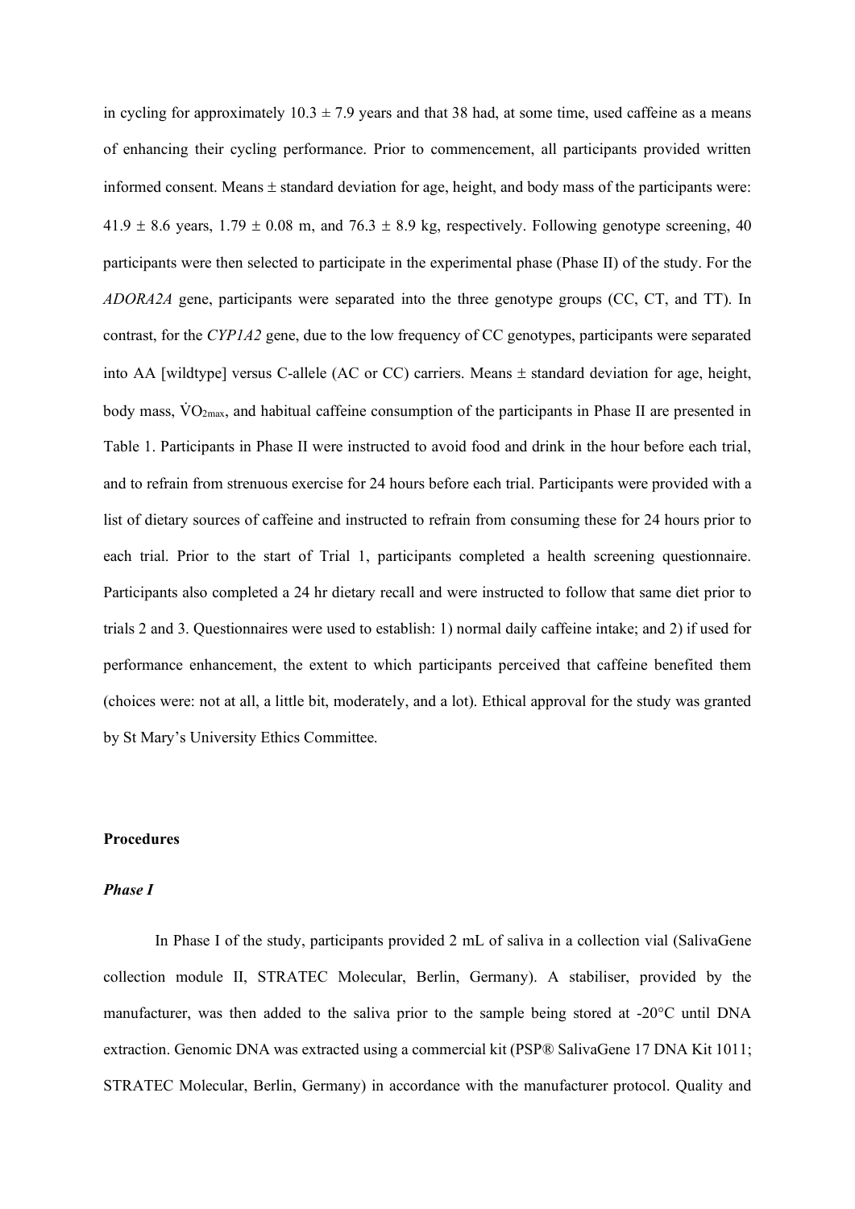in cycling for approximately 10.3 ± 7.9 years and that 38 had, at some time, used caffeine as a means of enhancing their cycling performance. Prior to commencement, all participants provided written informed consent. Means ± standard deviation for age, height, and body mass of the participants were: 41.9 ± 8.6 years, 1.79 ± 0.08 m, and 76.3 ± 8.9 kg, respectively. Following genotype screening, 40 participants were then selected to participate in the experimental phase (Phase II) of the study. For the *ADORA2A* gene, participants were separated into the three genotype groups (CC, CT, and TT). In contrast, for the *CYP1A2* gene, due to the low frequency of CC genotypes, participants were separated into AA [wildtype] versus C-allele (AC or CC) carriers. Means ± standard deviation for age, height, body mass, $\dot{V}O_{2max}$, and habitual caffeine consumption of the participants in Phase II are presented in Table 1. Participants in Phase II were instructed to avoid food and drink in the hour before each trial, and to refrain from strenuous exercise for 24 hours before each trial. Participants were provided with a list of dietary sources of caffeine and instructed to refrain from consuming these for 24 hours prior to each trial. Prior to the start of Trial 1, participants completed a health screening questionnaire. Participants also completed a 24 hr dietary recall and were instructed to follow that same diet prior to trials 2 and 3. Questionnaires were used to establish: 1) normal daily caffeine intake; and 2) if used for performance enhancement, the extent to which participants perceived that caffeine benefited them (choices were: not at all, a little bit, moderately, and a lot). Ethical approval for the study was granted by St Mary's University Ethics Committee.

## Procedures

### *Phase I*

In Phase I of the study, participants provided 2 mL of saliva in a collection vial (SalivaGene collection module II, STRATEC Molecular, Berlin, Germany). A stabiliser, provided by the manufacturer, was then added to the saliva prior to the sample being stored at -20°C until DNA extraction. Genomic DNA was extracted using a commercial kit (PSP® SalivaGene 17 DNA Kit 1011; STRATEC Molecular, Berlin, Germany) in accordance with the manufacturer protocol. Quality and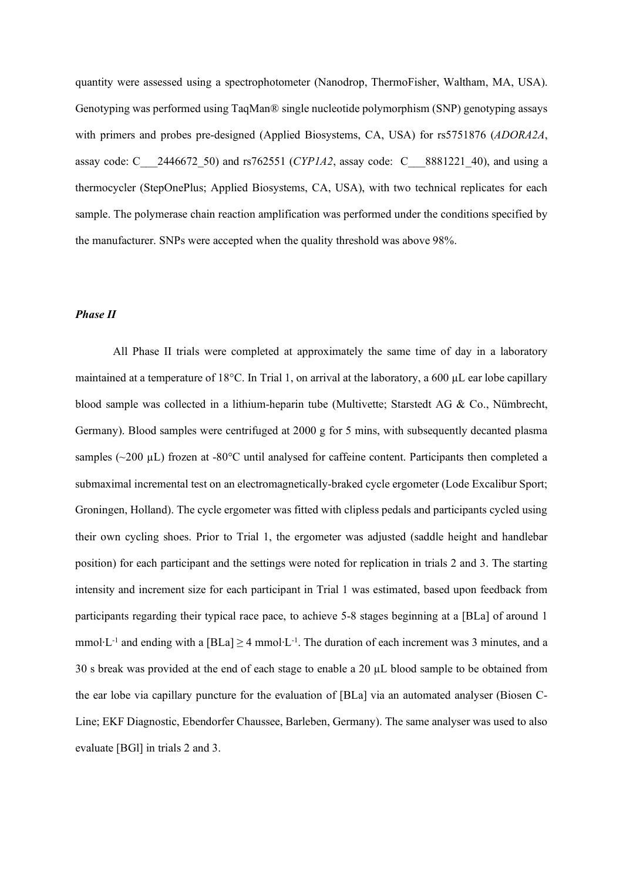quantity were assessed using a spectrophotometer (Nanodrop, ThermoFisher, Waltham, MA, USA). Genotyping was performed using TaqMan® single nucleotide polymorphism (SNP) genotyping assays with primers and probes pre-designed (Applied Biosystems, CA, USA) for rs5751876 (*ADORA2A*, assay code: C___2446672_50) and rs762551 (*CYP1A2*, assay code: C___8881221_40), and using a thermocycler (StepOnePlus; Applied Biosystems, CA, USA), with two technical replicates for each sample. The polymerase chain reaction amplification was performed under the conditions specified by the manufacturer. SNPs were accepted when the quality threshold was above 98%.

### *Phase II*

All Phase II trials were completed at approximately the same time of day in a laboratory maintained at a temperature of 18°C. In Trial 1, on arrival at the laboratory, a 600 µL ear lobe capillary blood sample was collected in a lithium-heparin tube (Multivette; Starstedt AG & Co., Nümbrecht, Germany). Blood samples were centrifuged at 2000 g for 5 mins, with subsequently decanted plasma samples (~200 µL) frozen at -80°C until analysed for caffeine content. Participants then completed a submaximal incremental test on an electromagnetically-braked cycle ergometer (Lode Excalibur Sport; Groningen, Holland). The cycle ergometer was fitted with clipless pedals and participants cycled using their own cycling shoes. Prior to Trial 1, the ergometer was adjusted (saddle height and handlebar position) for each participant and the settings were noted for replication in trials 2 and 3. The starting intensity and increment size for each participant in Trial 1 was estimated, based upon feedback from participants regarding their typical race pace, to achieve 5-8 stages beginning at a [BLa] of around 1 $mmol{\cdot}L^{-1}$ and ending with a [BLa] $\geq$ 4 $mmol{\cdot}L^{-1}$. The duration of each increment was 3 minutes, and a 30 s break was provided at the end of each stage to enable a 20 µL blood sample to be obtained from the ear lobe via capillary puncture for the evaluation of [BLa] via an automated analyser (Biosen C-Line; EKF Diagnostic, Ebendorfer Chaussee, Barleben, Germany). The same analyser was used to also evaluate [BGl] in trials 2 and 3.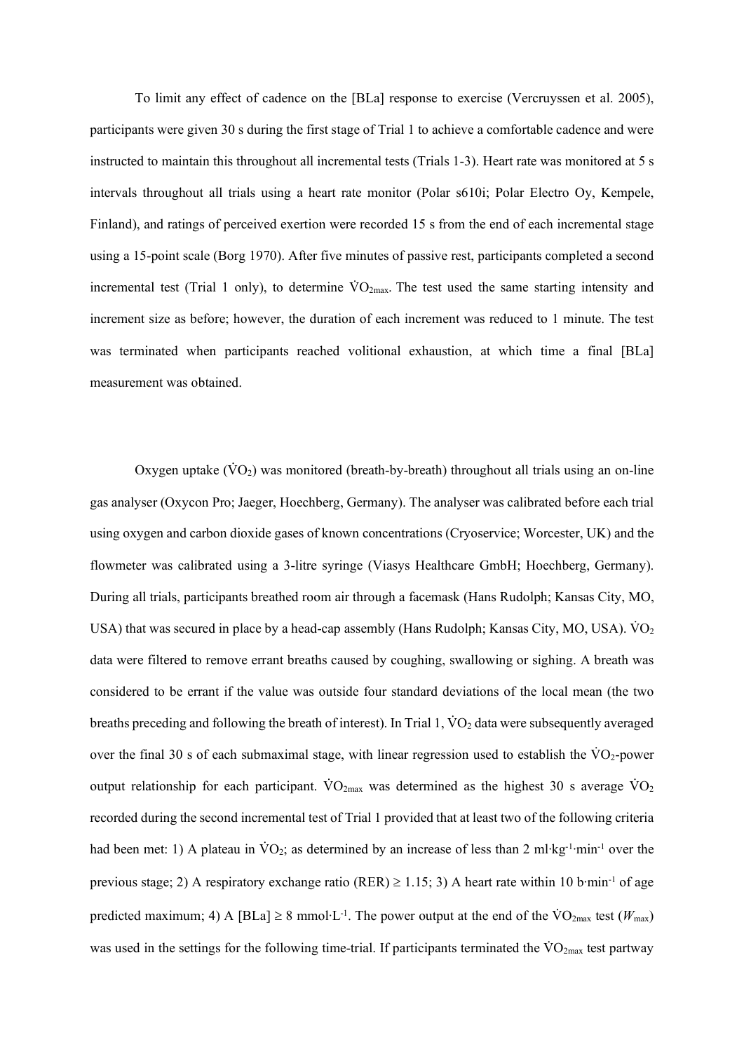To limit any effect of cadence on the [BLa] response to exercise (Vercruyssen et al. 2005), participants were given 30 s during the first stage of Trial 1 to achieve a comfortable cadence and were instructed to maintain this throughout all incremental tests (Trials 1-3). Heart rate was monitored at 5 s intervals throughout all trials using a heart rate monitor (Polar s610i; Polar Electro Oy, Kempele, Finland), and ratings of perceived exertion were recorded 15 s from the end of each incremental stage using a 15-point scale (Borg 1970). After five minutes of passive rest, participants completed a second incremental test (Trial 1 only), to determine $\dot{V}O_{2max}$. The test used the same starting intensity and increment size as before; however, the duration of each increment was reduced to 1 minute. The test was terminated when participants reached volitional exhaustion, at which time a final [BLa] measurement was obtained.

Oxygen uptake ($\dot{V}O_2$) was monitored (breath-by-breath) throughout all trials using an on-line gas analyser (Oxycon Pro; Jaeger, Hoechberg, Germany). The analyser was calibrated before each trial using oxygen and carbon dioxide gases of known concentrations (Cryoservice; Worcester, UK) and the flowmeter was calibrated using a 3-litre syringe (Viasys Healthcare GmbH; Hoechberg, Germany). During all trials, participants breathed room air through a facemask (Hans Rudolph; Kansas City, MO, USA) that was secured in place by a head-cap assembly (Hans Rudolph; Kansas City, MO, USA). $\dot{V}O_2$ data were filtered to remove errant breaths caused by coughing, swallowing or sighing. A breath was considered to be errant if the value was outside four standard deviations of the local mean (the two breaths preceding and following the breath of interest). In Trial 1, $\dot{V}O_2$ data were subsequently averaged over the final 30 s of each submaximal stage, with linear regression used to establish the $\dot{V}O_2$-power output relationship for each participant. $\dot{V}O_{2max}$ was determined as the highest 30 s average $\dot{V}O_2$ recorded during the second incremental test of Trial 1 provided that at least two of the following criteria had been met: 1) A plateau in $\dot{V}O_2$; as determined by an increase of less than 2 $ml \cdot kg^{-1} \cdot min^{-1}$ over the previous stage; 2) A respiratory exchange ratio (RER) $\geq 1.15$; 3) A heart rate within 10 $b \cdot min^{-1}$ of age predicted maximum; 4) A [BLa] $\geq 8$ $mmol \cdot L^{-1}$. The power output at the end of the $\dot{V}O_{2max}$ test ($W_{max}$) was used in the settings for the following time-trial. If participants terminated the $\dot{V}O_{2max}$ test partway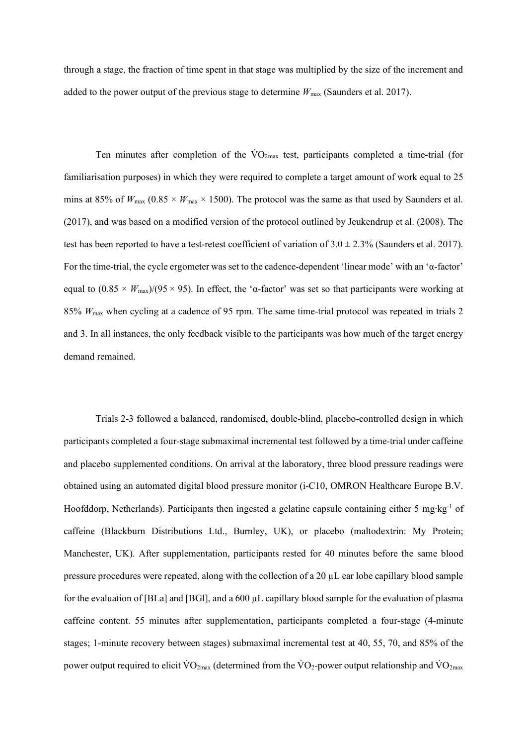through a stage, the fraction of time spent in that stage was multiplied by the size of the increment and added to the power output of the previous stage to determine $W_{max}$ (Saunders et al. 2017).

Ten minutes after completion of the $\dot{V}O_{2max}$ test, participants completed a time-trial (for familiarisation purposes) in which they were required to complete a target amount of work equal to 25 mins at 85% of $W_{max}$ ($0.85 \times W_{max} \times 1500$). The protocol was the same as that used by Saunders et al. (2017), and was based on a modified version of the protocol outlined by Jeukendrup et al. (2008). The test has been reported to have a test-retest coefficient of variation of $3.0 \pm 2.3\%$ (Saunders et al. 2017). For the time-trial, the cycle ergometer was set to the cadence-dependent 'linear mode' with an 'α-factor' equal to $(0.85 \times W_{max})/(95 \times 95)$. In effect, the 'α-factor' was set so that participants were working at 85% $W_{max}$ when cycling at a cadence of 95 rpm. The same time-trial protocol was repeated in trials 2 and 3. In all instances, the only feedback visible to the participants was how much of the target energy demand remained.

Trials 2-3 followed a balanced, randomised, double-blind, placebo-controlled design in which participants completed a four-stage submaximal incremental test followed by a time-trial under caffeine and placebo supplemented conditions. On arrival at the laboratory, three blood pressure readings were obtained using an automated digital blood pressure monitor (i-C10, OMRON Healthcare Europe B.V. Hoofddorp, Netherlands). Participants then ingested a gelatine capsule containing either 5 $mg \cdot kg^{-1}$ of caffeine (Blackburn Distributions Ltd., Burnley, UK), or placebo (maltodextrin: My Protein; Manchester, UK). After supplementation, participants rested for 40 minutes before the same blood pressure procedures were repeated, along with the collection of a 20 µL ear lobe capillary blood sample for the evaluation of [BLa] and [BGl], and a 600 µL capillary blood sample for the evaluation of plasma caffeine content. 55 minutes after supplementation, participants completed a four-stage (4-minute stages; 1-minute recovery between stages) submaximal incremental test at 40, 55, 70, and 85% of the power output required to elicit $\dot{V}O_{2max}$ (determined from the $\dot{V}O_2$-power output relationship and $\dot{V}O_{2max}$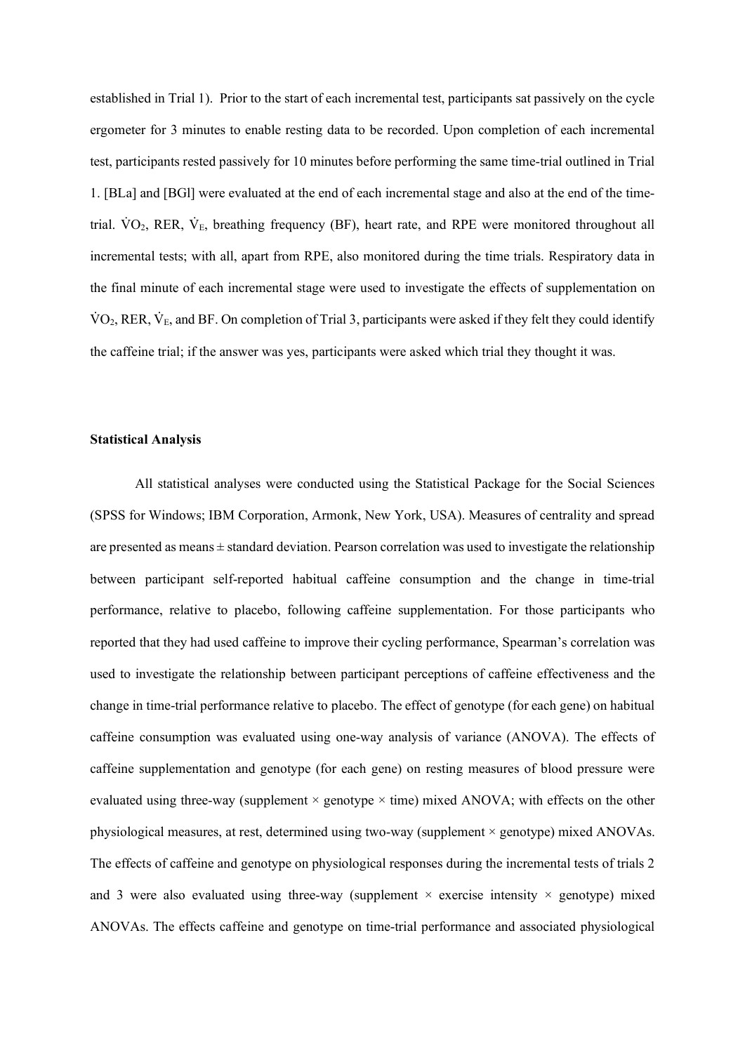established in Trial 1). Prior to the start of each incremental test, participants sat passively on the cycle ergometer for 3 minutes to enable resting data to be recorded. Upon completion of each incremental test, participants rested passively for 10 minutes before performing the same time-trial outlined in Trial 1. [BLa] and [BGl] were evaluated at the end of each incremental stage and also at the end of the time-trial. $\dot{V}O_2$, RER, $\dot{V}_E$, breathing frequency (BF), heart rate, and RPE were monitored throughout all incremental tests; with all, apart from RPE, also monitored during the time trials. Respiratory data in the final minute of each incremental stage were used to investigate the effects of supplementation on $\dot{V}O_2$, RER, $\dot{V}_E$, and BF. On completion of Trial 3, participants were asked if they felt they could identify the caffeine trial; if the answer was yes, participants were asked which trial they thought it was.

**Statistical Analysis**

All statistical analyses were conducted using the Statistical Package for the Social Sciences (SPSS for Windows; IBM Corporation, Armonk, New York, USA). Measures of centrality and spread are presented as means ± standard deviation. Pearson correlation was used to investigate the relationship between participant self-reported habitual caffeine consumption and the change in time-trial performance, relative to placebo, following caffeine supplementation. For those participants who reported that they had used caffeine to improve their cycling performance, Spearman's correlation was used to investigate the relationship between participant perceptions of caffeine effectiveness and the change in time-trial performance relative to placebo. The effect of genotype (for each gene) on habitual caffeine consumption was evaluated using one-way analysis of variance (ANOVA). The effects of caffeine supplementation and genotype (for each gene) on resting measures of blood pressure were evaluated using three-way (supplement × genotype × time) mixed ANOVA; with effects on the other physiological measures, at rest, determined using two-way (supplement × genotype) mixed ANOVAs. The effects of caffeine and genotype on physiological responses during the incremental tests of trials 2 and 3 were also evaluated using three-way (supplement × exercise intensity × genotype) mixed ANOVAs. The effects caffeine and genotype on time-trial performance and associated physiological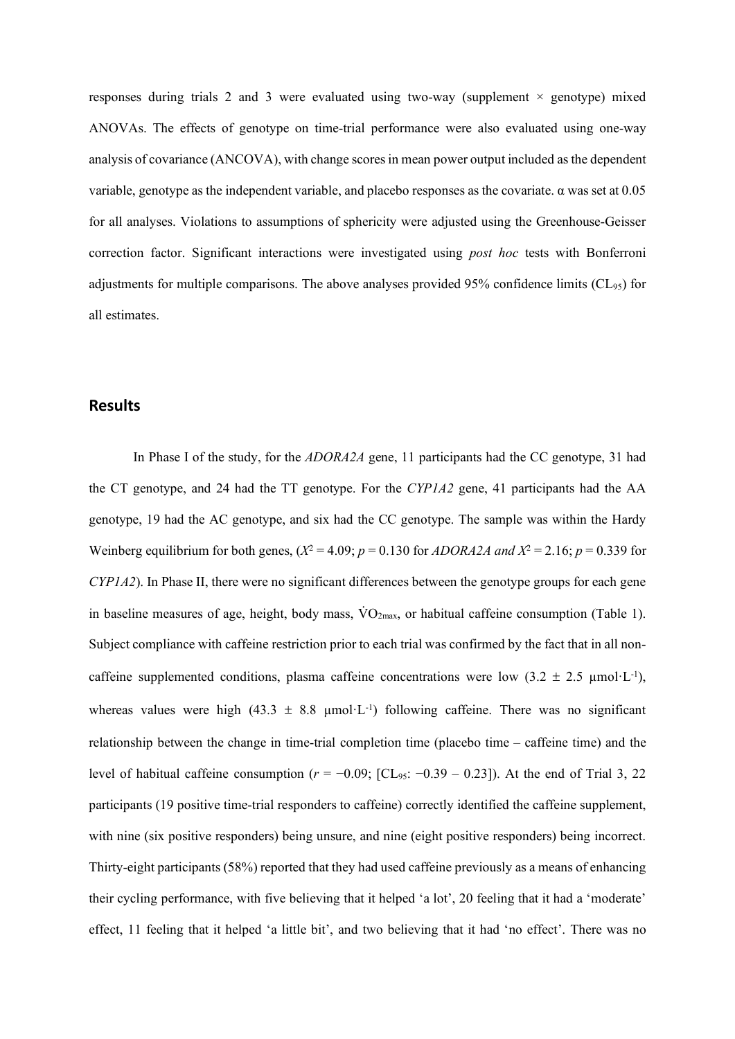responses during trials 2 and 3 were evaluated using two-way (supplement × genotype) mixed ANOVAs. The effects of genotype on time-trial performance were also evaluated using one-way analysis of covariance (ANCOVA), with change scores in mean power output included as the dependent variable, genotype as the independent variable, and placebo responses as the covariate. α was set at 0.05 for all analyses. Violations to assumptions of sphericity were adjusted using the Greenhouse-Geisser correction factor. Significant interactions were investigated using *post hoc* tests with Bonferroni adjustments for multiple comparisons. The above analyses provided 95% confidence limits ($CL_{95}$) for all estimates.

## Results

In Phase I of the study, for the *ADORA2A* gene, 11 participants had the CC genotype, 31 had the CT genotype, and 24 had the TT genotype. For the *CYP1A2* gene, 41 participants had the AA genotype, 19 had the AC genotype, and six had the CC genotype. The sample was within the Hardy Weinberg equilibrium for both genes, ($X^2 = 4.09$; $p = 0.130$ for *ADORA2A and* $X^2 = 2.16$; $p = 0.339$ for *CYP1A2*). In Phase II, there were no significant differences between the genotype groups for each gene in baseline measures of age, height, body mass, $\dot{V}O_{2max}$, or habitual caffeine consumption (Table 1). Subject compliance with caffeine restriction prior to each trial was confirmed by the fact that in all non-caffeine supplemented conditions, plasma caffeine concentrations were low ($3.2 \pm 2.5$ µmol·L$^{-1}$), whereas values were high ($43.3 \pm 8.8$ µmol·L$^{-1}$) following caffeine. There was no significant relationship between the change in time-trial completion time (placebo time – caffeine time) and the level of habitual caffeine consumption ($r = -0.09$; [$CL_{95}$: $-0.39$ – $0.23$]). At the end of Trial 3, 22 participants (19 positive time-trial responders to caffeine) correctly identified the caffeine supplement, with nine (six positive responders) being unsure, and nine (eight positive responders) being incorrect. Thirty-eight participants (58%) reported that they had used caffeine previously as a means of enhancing their cycling performance, with five believing that it helped 'a lot', 20 feeling that it had a 'moderate' effect, 11 feeling that it helped 'a little bit', and two believing that it had 'no effect'. There was no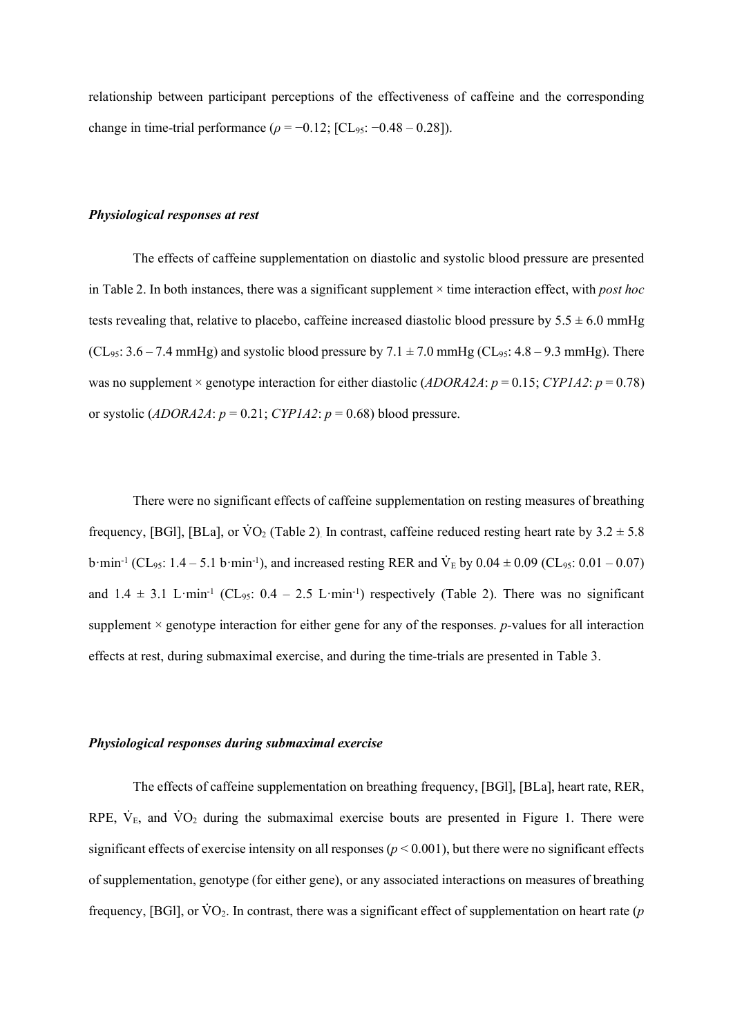relationship between participant perceptions of the effectiveness of caffeine and the corresponding change in time-trial performance ($\rho = -0.12$; [$CL_{95}$: $-0.48 - 0.28$]).

### *Physiological responses at rest*

The effects of caffeine supplementation on diastolic and systolic blood pressure are presented in Table 2. In both instances, there was a significant supplement × time interaction effect, with *post hoc* tests revealing that, relative to placebo, caffeine increased diastolic blood pressure by 5.5 ± 6.0 mmHg ($CL_{95}$: 3.6 – 7.4 mmHg) and systolic blood pressure by 7.1 ± 7.0 mmHg ($CL_{95}$: 4.8 – 9.3 mmHg). There was no supplement × genotype interaction for either diastolic (*ADORA2A*: $p = 0.15$; *CYP1A2*: $p = 0.78$) or systolic (*ADORA2A*: $p = 0.21$; *CYP1A2*: $p = 0.68$) blood pressure.

There were no significant effects of caffeine supplementation on resting measures of breathing frequency, [BGl], [BLa], or $\dot{V}O_2$ (Table 2). In contrast, caffeine reduced resting heart rate by 3.2 ± 5.8 b·min$^{-1}$ ($CL_{95}$: 1.4 – 5.1 b·min$^{-1}$), and increased resting RER and $\dot{V}_E$ by 0.04 ± 0.09 ($CL_{95}$: 0.01 – 0.07) and 1.4 ± 3.1 L·min$^{-1}$ ($CL_{95}$: 0.4 – 2.5 L·min$^{-1}$) respectively (Table 2). There was no significant supplement × genotype interaction for either gene for any of the responses. *p*-values for all interaction effects at rest, during submaximal exercise, and during the time-trials are presented in Table 3.

### *Physiological responses during submaximal exercise*

The effects of caffeine supplementation on breathing frequency, [BGl], [BLa], heart rate, RER, RPE, $\dot{V}_E$, and $\dot{V}O_2$ during the submaximal exercise bouts are presented in Figure 1. There were significant effects of exercise intensity on all responses ($p < 0.001$), but there were no significant effects of supplementation, genotype (for either gene), or any associated interactions on measures of breathing frequency, [BGl], or $\dot{V}O_2$. In contrast, there was a significant effect of supplementation on heart rate (*p*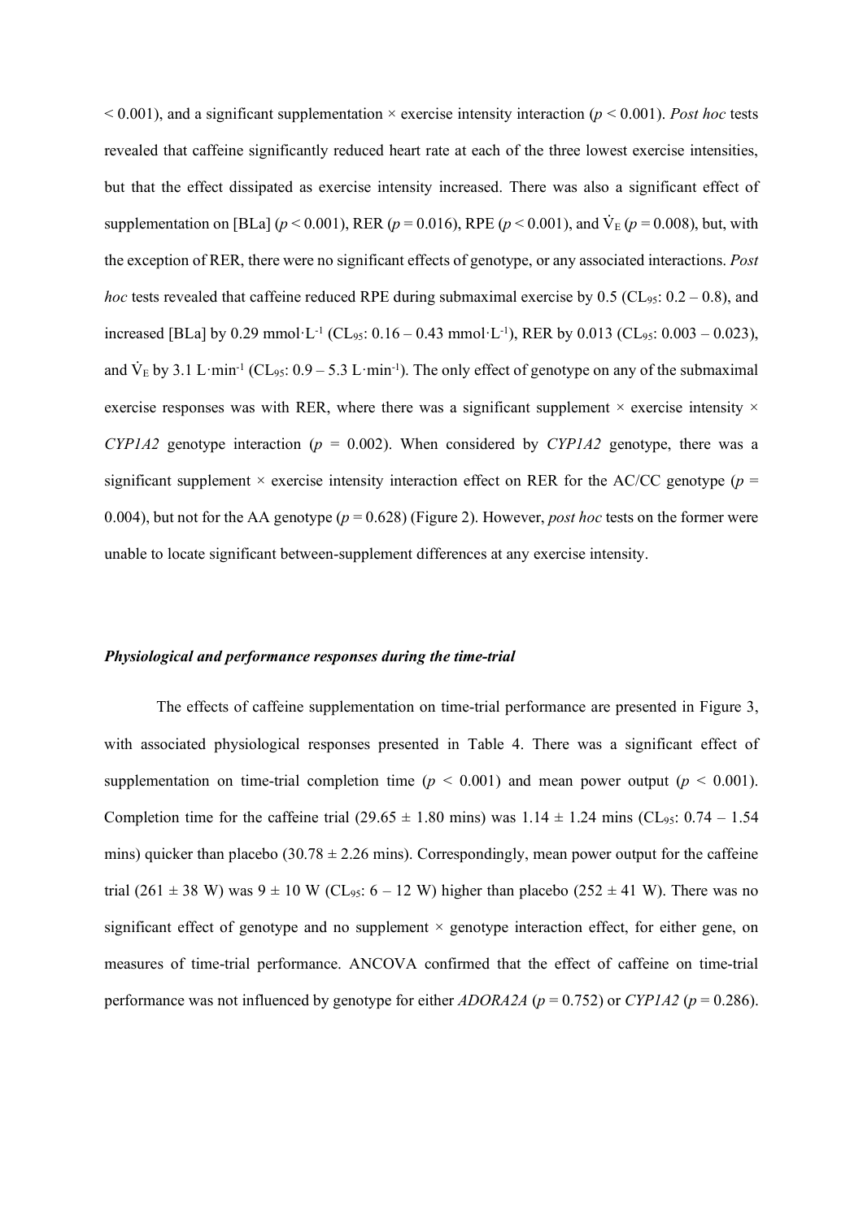$< 0.001$), and a significant supplementation × exercise intensity interaction ($p < 0.001$). *Post hoc* tests revealed that caffeine significantly reduced heart rate at each of the three lowest exercise intensities, but that the effect dissipated as exercise intensity increased. There was also a significant effect of supplementation on [BLa] ($p < 0.001$), RER ($p = 0.016$), RPE ($p < 0.001$), and $\dot{V}_E$ ($p = 0.008$), but, with the exception of RER, there were no significant effects of genotype, or any associated interactions. *Post hoc* tests revealed that caffeine reduced RPE during submaximal exercise by 0.5 ($CL_{95}$: 0.2 – 0.8), and increased [BLa] by 0.29 mmol·L$^{-1}$ ($CL_{95}$: 0.16 – 0.43 mmol·L$^{-1}$), RER by 0.013 ($CL_{95}$: 0.003 – 0.023), and $\dot{V}_E$ by 3.1 L·min$^{-1}$ ($CL_{95}$: 0.9 – 5.3 L·min$^{-1}$). The only effect of genotype on any of the submaximal exercise responses was with RER, where there was a significant supplement × exercise intensity × *CYP1A2* genotype interaction ($p = 0.002$). When considered by *CYP1A2* genotype, there was a significant supplement × exercise intensity interaction effect on RER for the AC/CC genotype ($p = 0.004$), but not for the AA genotype ($p = 0.628$) (Figure 2). However, *post hoc* tests on the former were unable to locate significant between-supplement differences at any exercise intensity.

### *Physiological and performance responses during the time-trial*

The effects of caffeine supplementation on time-trial performance are presented in Figure 3, with associated physiological responses presented in Table 4. There was a significant effect of supplementation on time-trial completion time ($p < 0.001$) and mean power output ($p < 0.001$). Completion time for the caffeine trial (29.65 ± 1.80 mins) was 1.14 ± 1.24 mins ($CL_{95}$: 0.74 – 1.54 mins) quicker than placebo (30.78 ± 2.26 mins). Correspondingly, mean power output for the caffeine trial (261 ± 38 W) was 9 ± 10 W ($CL_{95}$: 6 – 12 W) higher than placebo (252 ± 41 W). There was no significant effect of genotype and no supplement × genotype interaction effect, for either gene, on measures of time-trial performance. ANCOVA confirmed that the effect of caffeine on time-trial performance was not influenced by genotype for either *ADORA2A* ($p = 0.752$) or *CYP1A2* ($p = 0.286$).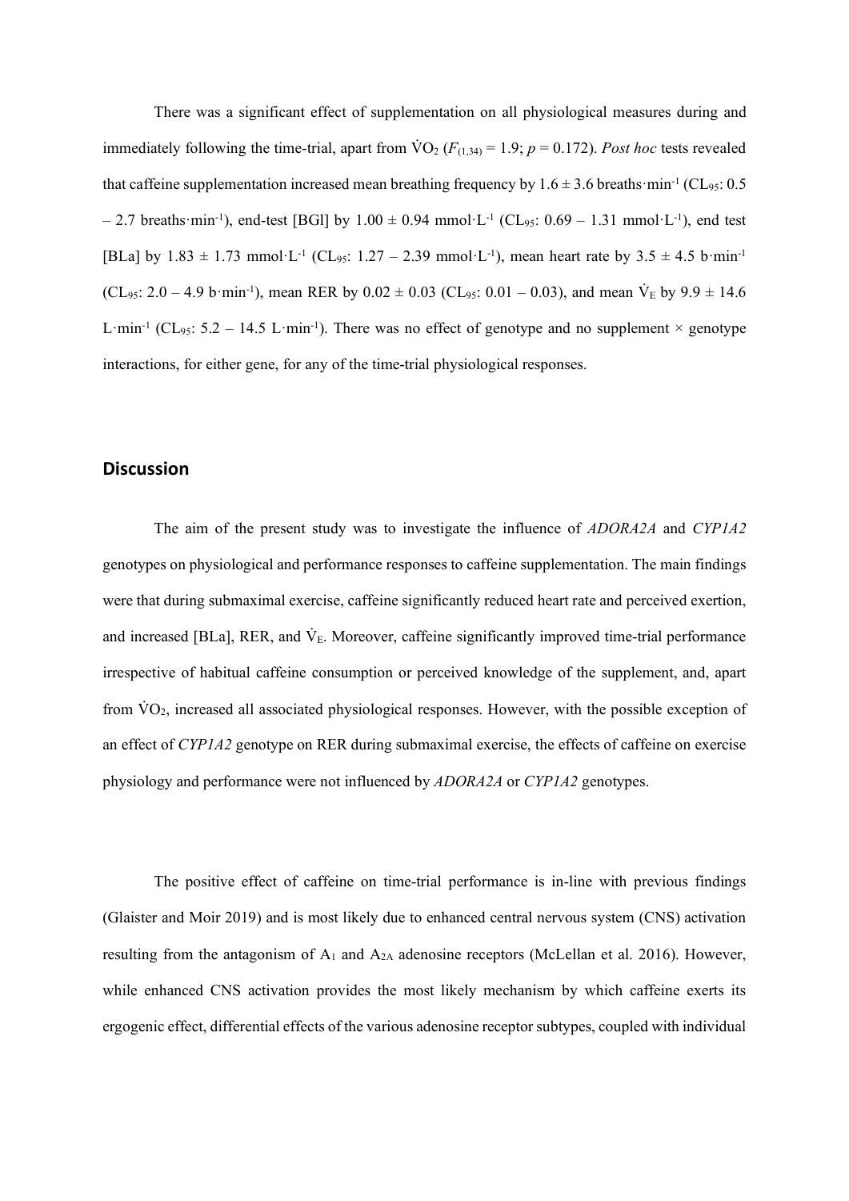There was a significant effect of supplementation on all physiological measures during and immediately following the time-trial, apart from $\dot{V}O_2$ ($F_{(1,34)} = 1.9$; $p = 0.172$). *Post hoc* tests revealed that caffeine supplementation increased mean breathing frequency by 1.6 ± 3.6 breaths·min$^{-1}$ ($CL_{95}$: 0.5 – 2.7 breaths·min$^{-1}$), end-test [BGl] by 1.00 ± 0.94 mmol·L$^{-1}$ ($CL_{95}$: 0.69 – 1.31 mmol·L$^{-1}$), end test [BLa] by 1.83 ± 1.73 mmol·L$^{-1}$ ($CL_{95}$: 1.27 – 2.39 mmol·L$^{-1}$), mean heart rate by 3.5 ± 4.5 b·min$^{-1}$ ($CL_{95}$: 2.0 – 4.9 b·min$^{-1}$), mean RER by 0.02 ± 0.03 ($CL_{95}$: 0.01 – 0.03), and mean $\dot{V}_E$ by 9.9 ± 14.6 L·min$^{-1}$ ($CL_{95}$: 5.2 – 14.5 L·min$^{-1}$). There was no effect of genotype and no supplement × genotype interactions, for either gene, for any of the time-trial physiological responses.

## Discussion

The aim of the present study was to investigate the influence of *ADORA2A* and *CYP1A2* genotypes on physiological and performance responses to caffeine supplementation. The main findings were that during submaximal exercise, caffeine significantly reduced heart rate and perceived exertion, and increased [BLa], RER, and $\dot{V}_E$. Moreover, caffeine significantly improved time-trial performance irrespective of habitual caffeine consumption or perceived knowledge of the supplement, and, apart from $\dot{V}O_2$, increased all associated physiological responses. However, with the possible exception of an effect of *CYP1A2* genotype on RER during submaximal exercise, the effects of caffeine on exercise physiology and performance were not influenced by *ADORA2A* or *CYP1A2* genotypes.

The positive effect of caffeine on time-trial performance is in-line with previous findings (Glaister and Moir 2019) and is most likely due to enhanced central nervous system (CNS) activation resulting from the antagonism of $A_1$ and $A_{2A}$ adenosine receptors (McLellan et al. 2016). However, while enhanced CNS activation provides the most likely mechanism by which caffeine exerts its ergogenic effect, differential effects of the various adenosine receptor subtypes, coupled with individual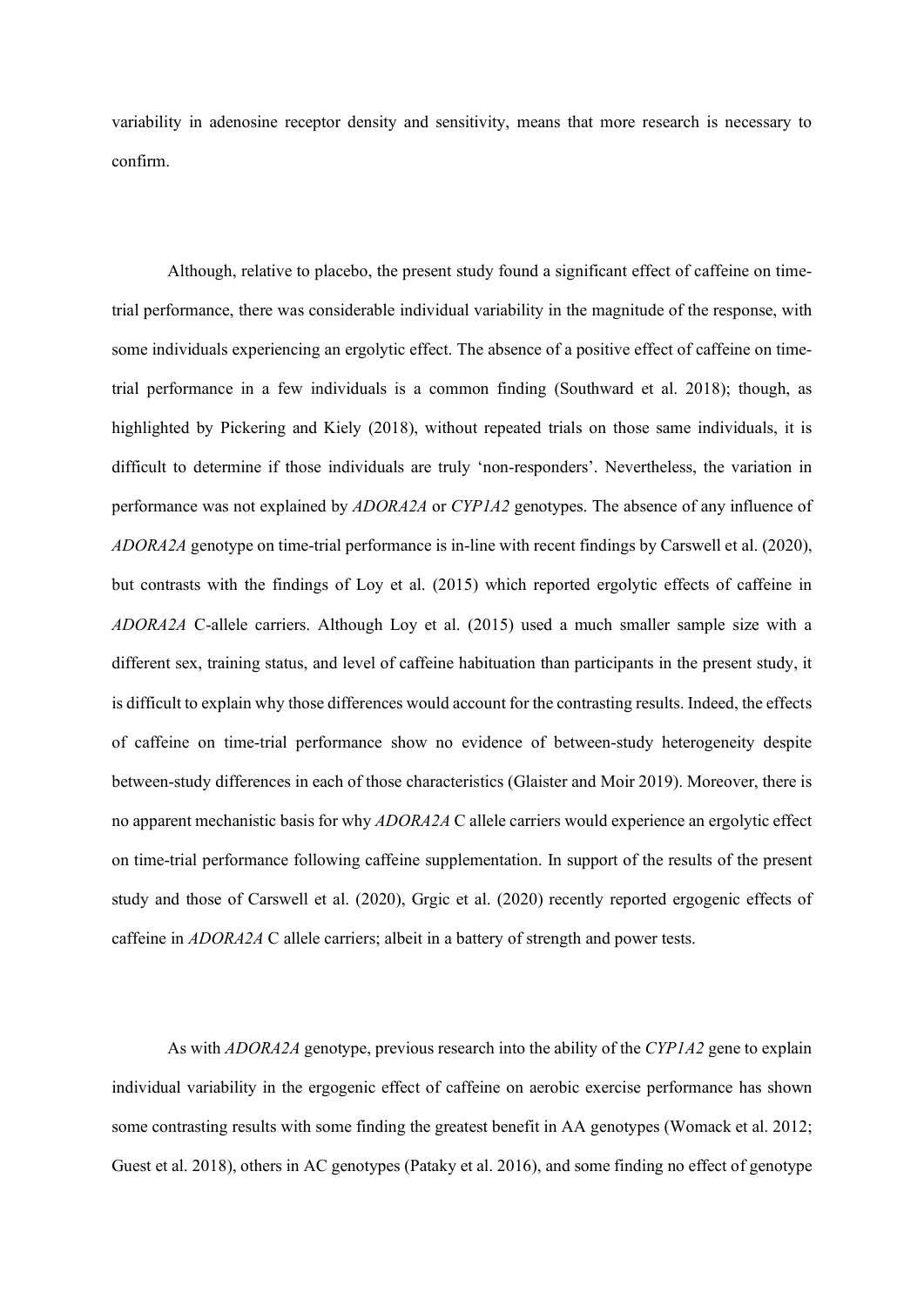variability in adenosine receptor density and sensitivity, means that more research is necessary to confirm.

Although, relative to placebo, the present study found a significant effect of caffeine on time-trial performance, there was considerable individual variability in the magnitude of the response, with some individuals experiencing an ergolytic effect. The absence of a positive effect of caffeine on time-trial performance in a few individuals is a common finding (Southward et al. 2018); though, as highlighted by Pickering and Kiely (2018), without repeated trials on those same individuals, it is difficult to determine if those individuals are truly 'non-responders'. Nevertheless, the variation in performance was not explained by *ADORA2A* or *CYP1A2* genotypes. The absence of any influence of *ADORA2A* genotype on time-trial performance is in-line with recent findings by Carswell et al. (2020), but contrasts with the findings of Loy et al. (2015) which reported ergolytic effects of caffeine in *ADORA2A* C-allele carriers. Although Loy et al. (2015) used a much smaller sample size with a different sex, training status, and level of caffeine habituation than participants in the present study, it is difficult to explain why those differences would account for the contrasting results. Indeed, the effects of caffeine on time-trial performance show no evidence of between-study heterogeneity despite between-study differences in each of those characteristics (Glaister and Moir 2019). Moreover, there is no apparent mechanistic basis for why *ADORA2A* C allele carriers would experience an ergolytic effect on time-trial performance following caffeine supplementation. In support of the results of the present study and those of Carswell et al. (2020), Grgic et al. (2020) recently reported ergogenic effects of caffeine in *ADORA2A* C allele carriers; albeit in a battery of strength and power tests.

As with *ADORA2A* genotype, previous research into the ability of the *CYP1A2* gene to explain individual variability in the ergogenic effect of caffeine on aerobic exercise performance has shown some contrasting results with some finding the greatest benefit in AA genotypes (Womack et al. 2012; Guest et al. 2018), others in AC genotypes (Pataky et al. 2016), and some finding no effect of genotype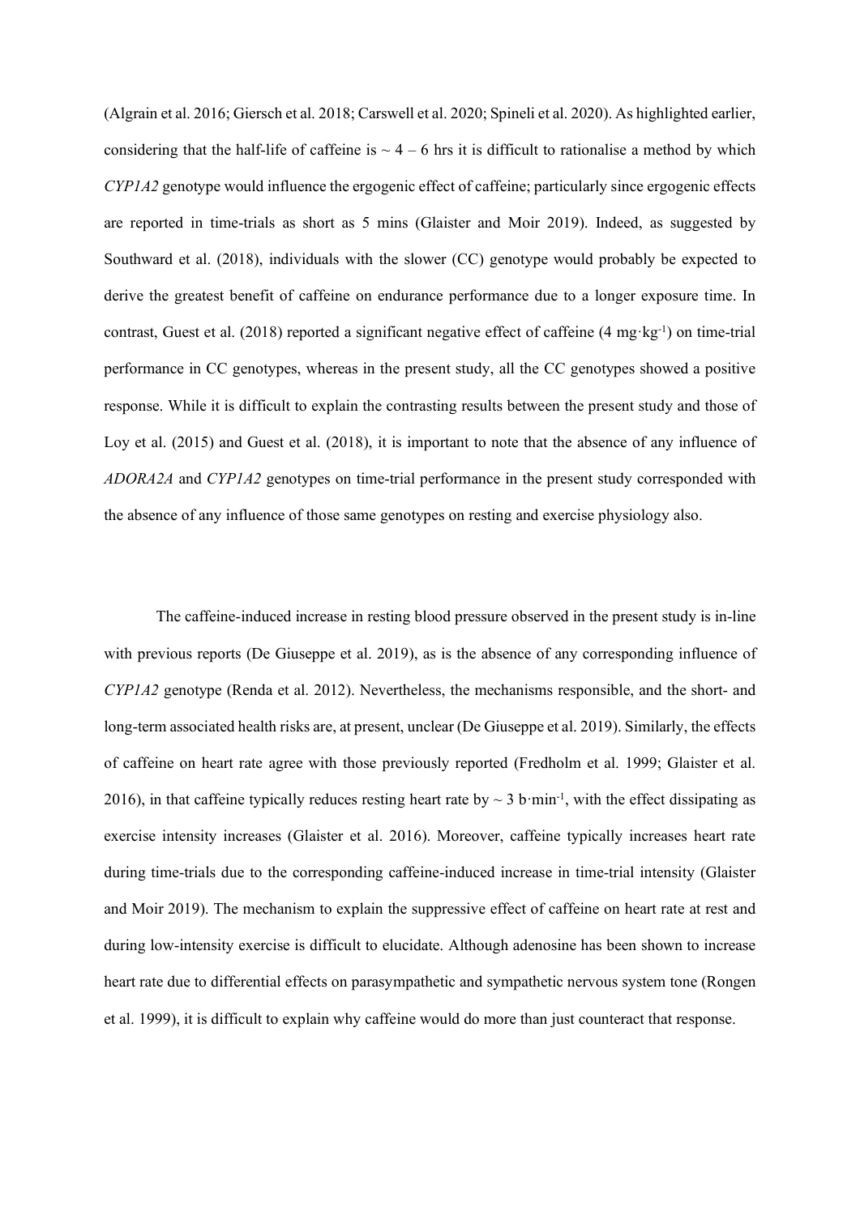(Algrain et al. 2016; Giersch et al. 2018; Carswell et al. 2020; Spineli et al. 2020). As highlighted earlier, considering that the half-life of caffeine is ~ 4 – 6 hrs it is difficult to rationalise a method by which *CYP1A2* genotype would influence the ergogenic effect of caffeine; particularly since ergogenic effects are reported in time-trials as short as 5 mins (Glaister and Moir 2019). Indeed, as suggested by Southward et al. (2018), individuals with the slower (CC) genotype would probably be expected to derive the greatest benefit of caffeine on endurance performance due to a longer exposure time. In contrast, Guest et al. (2018) reported a significant negative effect of caffeine (4 $mg \cdot kg^{-1}$) on time-trial performance in CC genotypes, whereas in the present study, all the CC genotypes showed a positive response. While it is difficult to explain the contrasting results between the present study and those of Loy et al. (2015) and Guest et al. (2018), it is important to note that the absence of any influence of *ADORA2A* and *CYP1A2* genotypes on time-trial performance in the present study corresponded with the absence of any influence of those same genotypes on resting and exercise physiology also.

The caffeine-induced increase in resting blood pressure observed in the present study is in-line with previous reports (De Giuseppe et al. 2019), as is the absence of any corresponding influence of *CYP1A2* genotype (Renda et al. 2012). Nevertheless, the mechanisms responsible, and the short- and long-term associated health risks are, at present, unclear (De Giuseppe et al. 2019). Similarly, the effects of caffeine on heart rate agree with those previously reported (Fredholm et al. 1999; Glaister et al. 2016), in that caffeine typically reduces resting heart rate by ~ 3 $b \cdot min^{-1}$, with the effect dissipating as exercise intensity increases (Glaister et al. 2016). Moreover, caffeine typically increases heart rate during time-trials due to the corresponding caffeine-induced increase in time-trial intensity (Glaister and Moir 2019). The mechanism to explain the suppressive effect of caffeine on heart rate at rest and during low-intensity exercise is difficult to elucidate. Although adenosine has been shown to increase heart rate due to differential effects on parasympathetic and sympathetic nervous system tone (Rongen et al. 1999), it is difficult to explain why caffeine would do more than just counteract that response.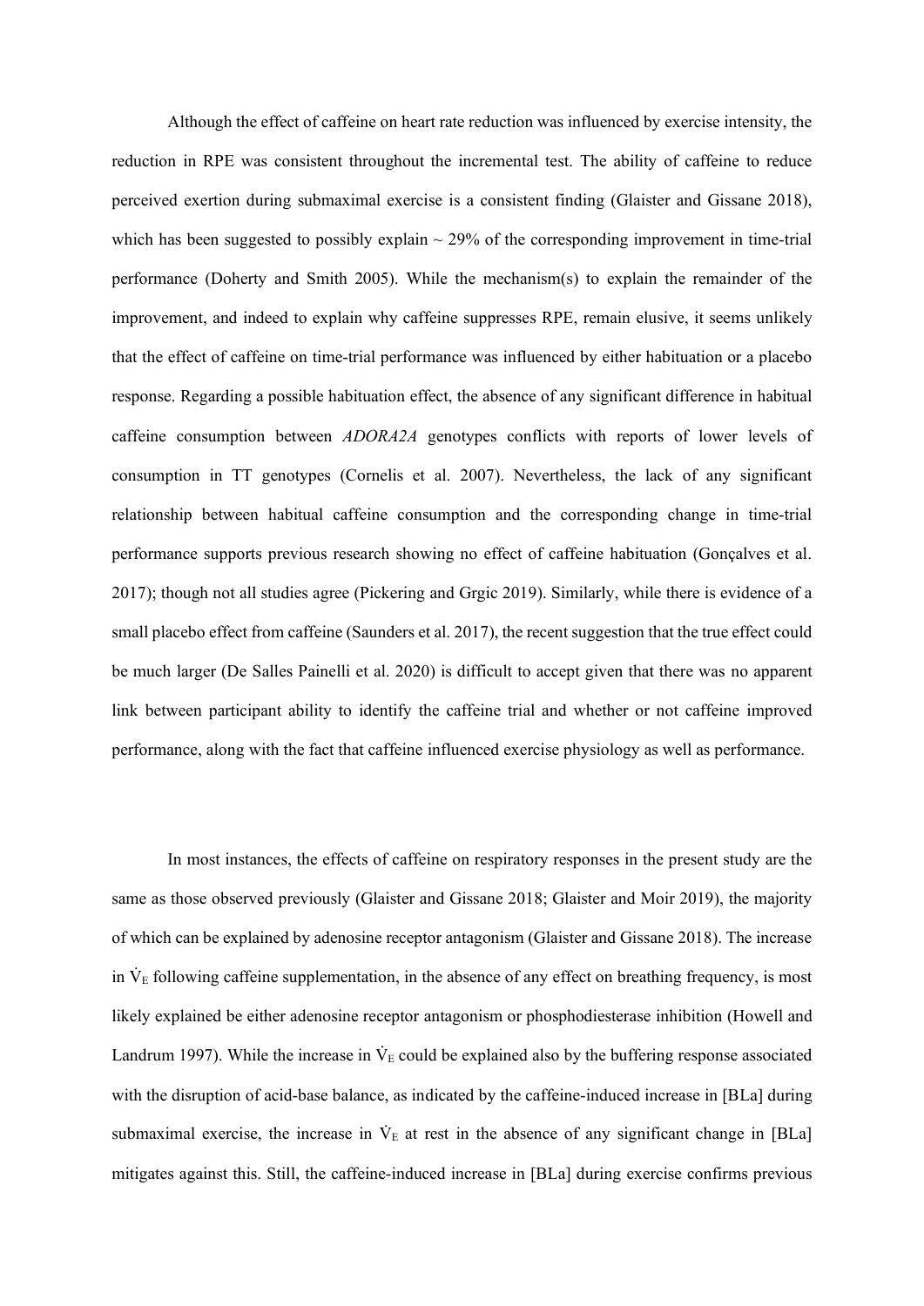Although the effect of caffeine on heart rate reduction was influenced by exercise intensity, the reduction in RPE was consistent throughout the incremental test. The ability of caffeine to reduce perceived exertion during submaximal exercise is a consistent finding (Glaister and Gissane 2018), which has been suggested to possibly explain ~ 29% of the corresponding improvement in time-trial performance (Doherty and Smith 2005). While the mechanism(s) to explain the remainder of the improvement, and indeed to explain why caffeine suppresses RPE, remain elusive, it seems unlikely that the effect of caffeine on time-trial performance was influenced by either habituation or a placebo response. Regarding a possible habituation effect, the absence of any significant difference in habitual caffeine consumption between *ADORA2A* genotypes conflicts with reports of lower levels of consumption in TT genotypes (Cornelis et al. 2007). Nevertheless, the lack of any significant relationship between habitual caffeine consumption and the corresponding change in time-trial performance supports previous research showing no effect of caffeine habituation (Gonçalves et al. 2017); though not all studies agree (Pickering and Grgic 2019). Similarly, while there is evidence of a small placebo effect from caffeine (Saunders et al. 2017), the recent suggestion that the true effect could be much larger (De Salles Painelli et al. 2020) is difficult to accept given that there was no apparent link between participant ability to identify the caffeine trial and whether or not caffeine improved performance, along with the fact that caffeine influenced exercise physiology as well as performance.

In most instances, the effects of caffeine on respiratory responses in the present study are the same as those observed previously (Glaister and Gissane 2018; Glaister and Moir 2019), the majority of which can be explained by adenosine receptor antagonism (Glaister and Gissane 2018). The increase in $\dot{V}_E$ following caffeine supplementation, in the absence of any effect on breathing frequency, is most likely explained be either adenosine receptor antagonism or phosphodiesterase inhibition (Howell and Landrum 1997). While the increase in $\dot{V}_E$ could be explained also by the buffering response associated with the disruption of acid-base balance, as indicated by the caffeine-induced increase in [BLa] during submaximal exercise, the increase in $\dot{V}_E$ at rest in the absence of any significant change in [BLa] mitigates against this. Still, the caffeine-induced increase in [BLa] during exercise confirms previous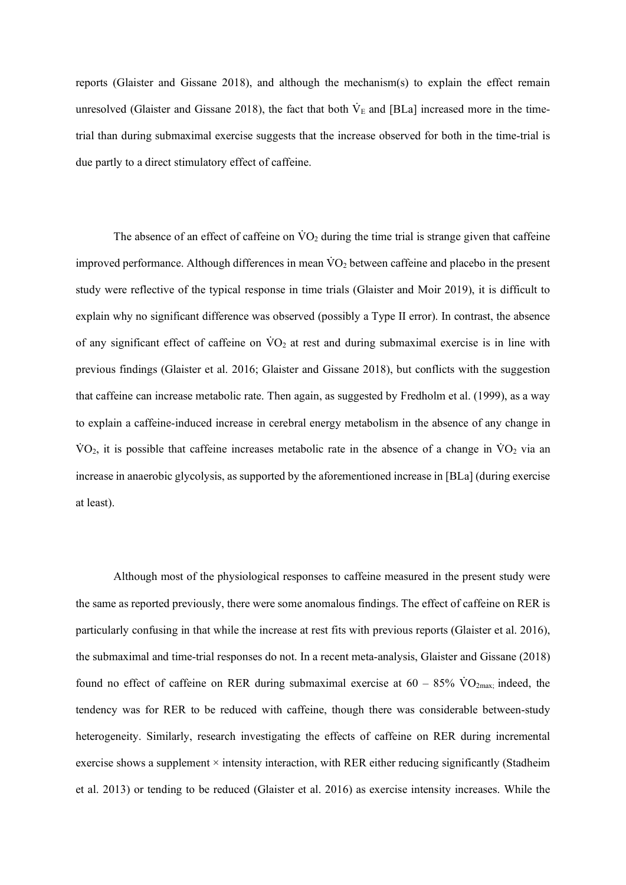reports (Glaister and Gissane 2018), and although the mechanism(s) to explain the effect remain unresolved (Glaister and Gissane 2018), the fact that both $\dot{V}_E$ and [BLa] increased more in the time-trial than during submaximal exercise suggests that the increase observed for both in the time-trial is due partly to a direct stimulatory effect of caffeine.

The absence of an effect of caffeine on $\dot{V}O_2$ during the time trial is strange given that caffeine improved performance. Although differences in mean $\dot{V}O_2$ between caffeine and placebo in the present study were reflective of the typical response in time trials (Glaister and Moir 2019), it is difficult to explain why no significant difference was observed (possibly a Type II error). In contrast, the absence of any significant effect of caffeine on $\dot{V}O_2$ at rest and during submaximal exercise is in line with previous findings (Glaister et al. 2016; Glaister and Gissane 2018), but conflicts with the suggestion that caffeine can increase metabolic rate. Then again, as suggested by Fredholm et al. (1999), as a way to explain a caffeine-induced increase in cerebral energy metabolism in the absence of any change in $\dot{V}O_2$, it is possible that caffeine increases metabolic rate in the absence of a change in $\dot{V}O_2$ via an increase in anaerobic glycolysis, as supported by the aforementioned increase in [BLa] (during exercise at least).

Although most of the physiological responses to caffeine measured in the present study were the same as reported previously, there were some anomalous findings. The effect of caffeine on RER is particularly confusing in that while the increase at rest fits with previous reports (Glaister et al. 2016), the submaximal and time-trial responses do not. In a recent meta-analysis, Glaister and Gissane (2018) found no effect of caffeine on RER during submaximal exercise at 60 – 85% $\dot{V}O_{2max;}$ indeed, the tendency was for RER to be reduced with caffeine, though there was considerable between-study heterogeneity. Similarly, research investigating the effects of caffeine on RER during incremental exercise shows a supplement × intensity interaction, with RER either reducing significantly (Stadheim et al. 2013) or tending to be reduced (Glaister et al. 2016) as exercise intensity increases. While the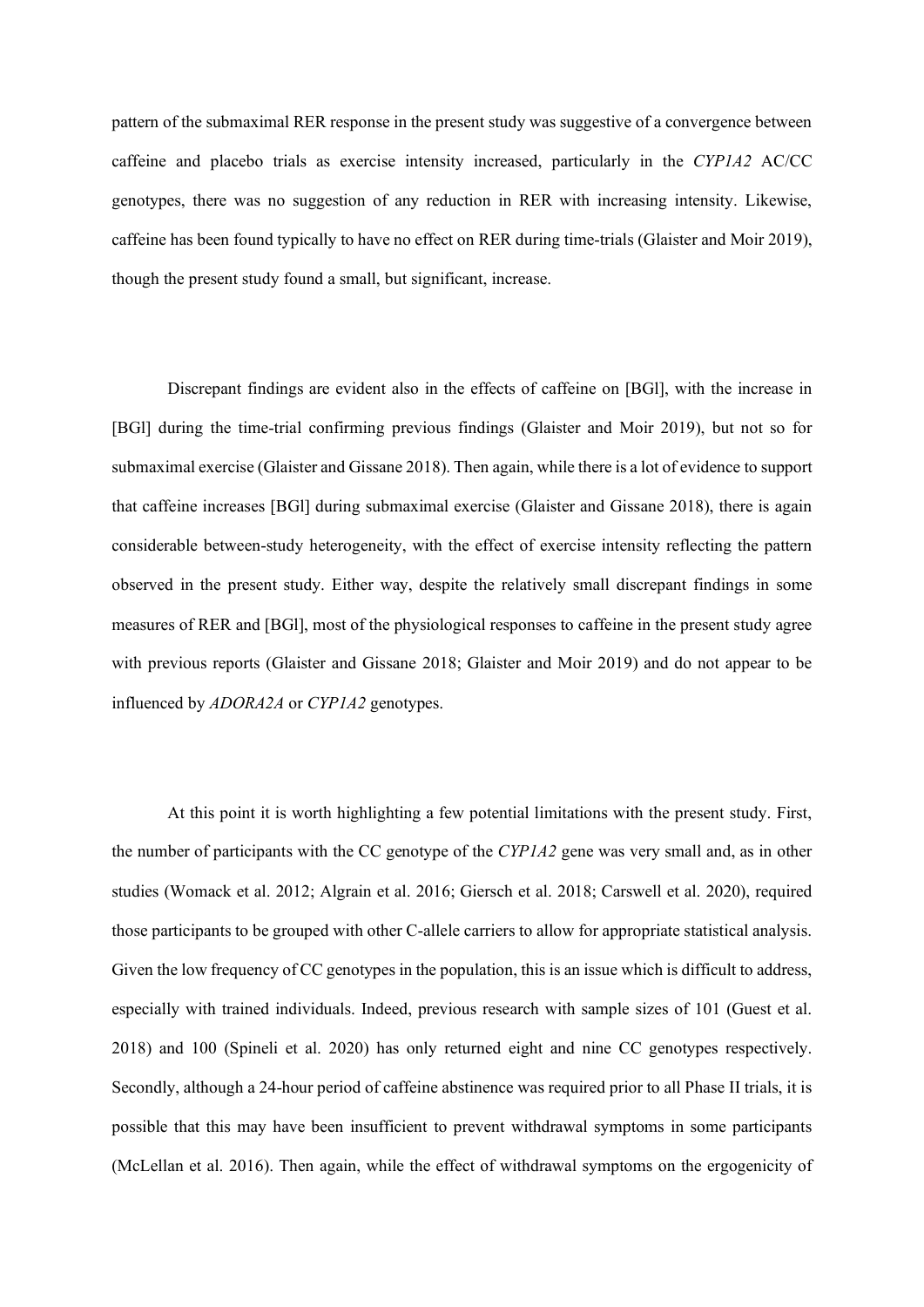pattern of the submaximal RER response in the present study was suggestive of a convergence between caffeine and placebo trials as exercise intensity increased, particularly in the *CYP1A2* AC/CC genotypes, there was no suggestion of any reduction in RER with increasing intensity. Likewise, caffeine has been found typically to have no effect on RER during time-trials (Glaister and Moir 2019), though the present study found a small, but significant, increase.

Discrepant findings are evident also in the effects of caffeine on [BGl], with the increase in [BGl] during the time-trial confirming previous findings (Glaister and Moir 2019), but not so for submaximal exercise (Glaister and Gissane 2018). Then again, while there is a lot of evidence to support that caffeine increases [BGl] during submaximal exercise (Glaister and Gissane 2018), there is again considerable between-study heterogeneity, with the effect of exercise intensity reflecting the pattern observed in the present study. Either way, despite the relatively small discrepant findings in some measures of RER and [BGl], most of the physiological responses to caffeine in the present study agree with previous reports (Glaister and Gissane 2018; Glaister and Moir 2019) and do not appear to be influenced by *ADORA2A* or *CYP1A2* genotypes.

At this point it is worth highlighting a few potential limitations with the present study. First, the number of participants with the CC genotype of the *CYP1A2* gene was very small and, as in other studies (Womack et al. 2012; Algrain et al. 2016; Giersch et al. 2018; Carswell et al. 2020), required those participants to be grouped with other C-allele carriers to allow for appropriate statistical analysis. Given the low frequency of CC genotypes in the population, this is an issue which is difficult to address, especially with trained individuals. Indeed, previous research with sample sizes of 101 (Guest et al. 2018) and 100 (Spineli et al. 2020) has only returned eight and nine CC genotypes respectively. Secondly, although a 24-hour period of caffeine abstinence was required prior to all Phase II trials, it is possible that this may have been insufficient to prevent withdrawal symptoms in some participants (McLellan et al. 2016). Then again, while the effect of withdrawal symptoms on the ergogenicity of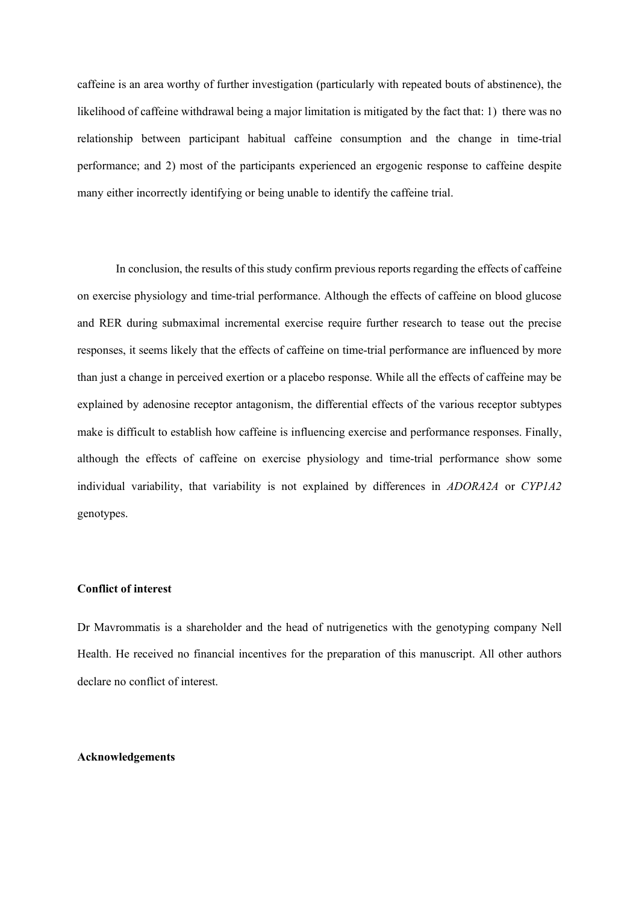caffeine is an area worthy of further investigation (particularly with repeated bouts of abstinence), the likelihood of caffeine withdrawal being a major limitation is mitigated by the fact that: 1) there was no relationship between participant habitual caffeine consumption and the change in time-trial performance; and 2) most of the participants experienced an ergogenic response to caffeine despite many either incorrectly identifying or being unable to identify the caffeine trial.

In conclusion, the results of this study confirm previous reports regarding the effects of caffeine on exercise physiology and time-trial performance. Although the effects of caffeine on blood glucose and RER during submaximal incremental exercise require further research to tease out the precise responses, it seems likely that the effects of caffeine on time-trial performance are influenced by more than just a change in perceived exertion or a placebo response. While all the effects of caffeine may be explained by adenosine receptor antagonism, the differential effects of the various receptor subtypes make is difficult to establish how caffeine is influencing exercise and performance responses. Finally, although the effects of caffeine on exercise physiology and time-trial performance show some individual variability, that variability is not explained by differences in *ADORA2A* or *CYP1A2* genotypes.

**Conflict of interest**

Dr Mavrommatis is a shareholder and the head of nutrigenetics with the genotyping company Nell Health. He received no financial incentives for the preparation of this manuscript. All other authors declare no conflict of interest.

**Acknowledgements**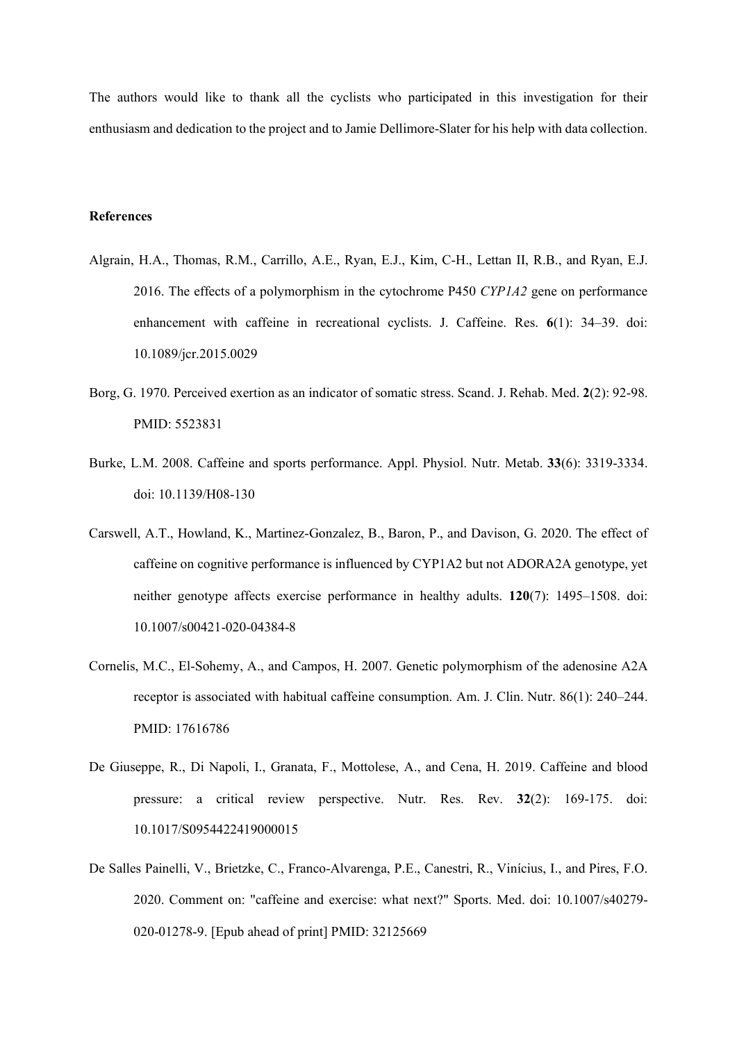The authors would like to thank all the cyclists who participated in this investigation for their enthusiasm and dedication to the project and to Jamie Dellimore-Slater for his help with data collection.

**References**

Algrain, H.A., Thomas, R.M., Carrillo, A.E., Ryan, E.J., Kim, C-H., Lettan II, R.B., and Ryan, E.J. 2016. The effects of a polymorphism in the cytochrome P450 *CYP1A2* gene on performance enhancement with caffeine in recreational cyclists. J. Caffeine. Res. **6**(1): 34–39. doi: 10.1089/jcr.2015.0029

Borg, G. 1970. Perceived exertion as an indicator of somatic stress. Scand. J. Rehab. Med. **2**(2): 92-98. PMID: 5523831

Burke, L.M. 2008. Caffeine and sports performance. Appl. Physiol. Nutr. Metab. **33**(6): 3319-3334. doi: 10.1139/H08-130

Carswell, A.T., Howland, K., Martinez-Gonzalez, B., Baron, P., and Davison, G. 2020. The effect of caffeine on cognitive performance is influenced by CYP1A2 but not ADORA2A genotype, yet neither genotype affects exercise performance in healthy adults. **120**(7): 1495–1508. doi: 10.1007/s00421-020-04384-8

Cornelis, M.C., El-Sohemy, A., and Campos, H. 2007. Genetic polymorphism of the adenosine A2A receptor is associated with habitual caffeine consumption. Am. J. Clin. Nutr. 86(1): 240–244. PMID: 17616786

De Giuseppe, R., Di Napoli, I., Granata, F., Mottolese, A., and Cena, H. 2019. Caffeine and blood pressure: a critical review perspective. Nutr. Res. Rev. **32**(2): 169-175. doi: 10.1017/S0954422419000015

De Salles Painelli, V., Brietzke, C., Franco-Alvarenga, P.E., Canestri, R., Vinícius, I., and Pires, F.O. 2020. Comment on: "caffeine and exercise: what next?" Sports. Med. doi: 10.1007/s40279-020-01278-9. [Epub ahead of print] PMID: 32125669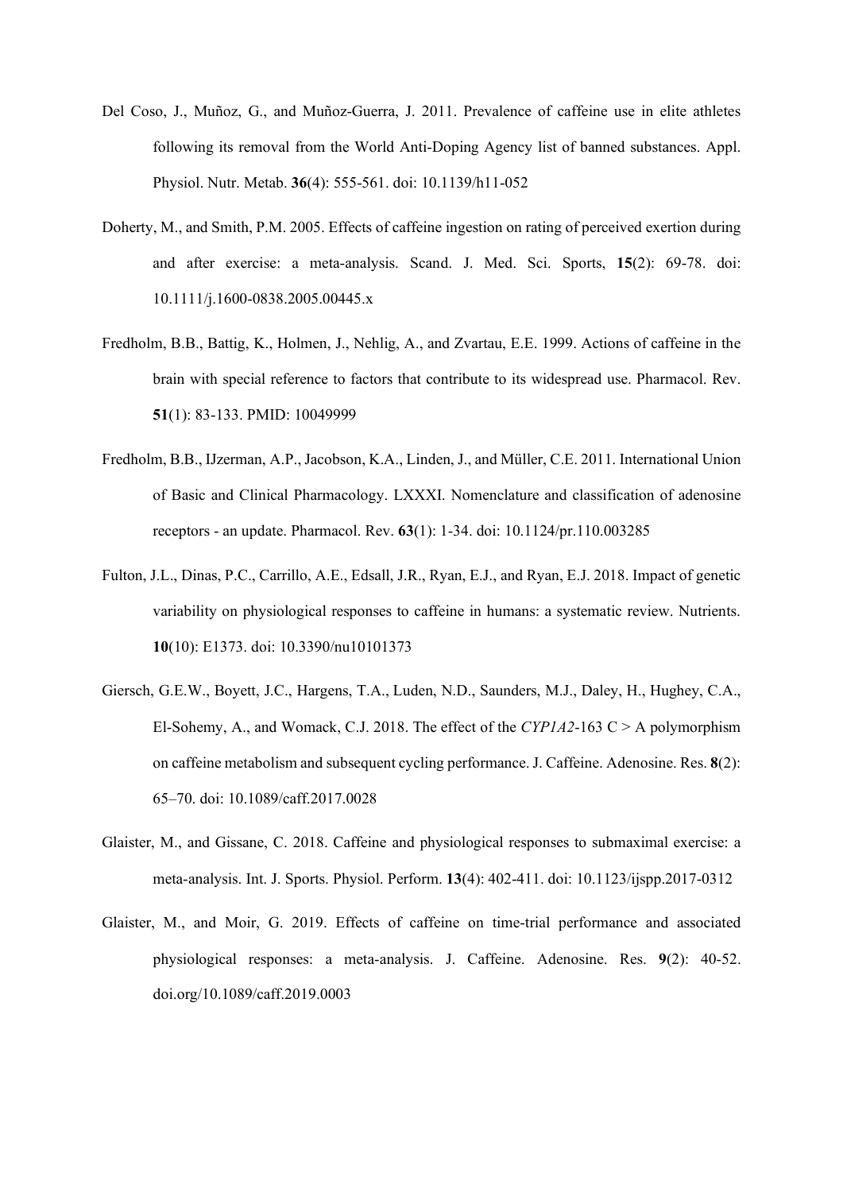Del Coso, J., Muñoz, G., and Muñoz-Guerra, J. 2011. Prevalence of caffeine use in elite athletes following its removal from the World Anti-Doping Agency list of banned substances. Appl. Physiol. Nutr. Metab. **36**(4): 555-561. doi: 10.1139/h11-052

Doherty, M., and Smith, P.M. 2005. Effects of caffeine ingestion on rating of perceived exertion during and after exercise: a meta-analysis. Scand. J. Med. Sci. Sports, **15**(2): 69-78. doi: 10.1111/j.1600-0838.2005.00445.x

Fredholm, B.B., Battig, K., Holmen, J., Nehlig, A., and Zvartau, E.E. 1999. Actions of caffeine in the brain with special reference to factors that contribute to its widespread use. Pharmacol. Rev. **51**(1): 83-133. PMID: 10049999

Fredholm, B.B., IJzerman, A.P., Jacobson, K.A., Linden, J., and Müller, C.E. 2011. International Union of Basic and Clinical Pharmacology. LXXXI. Nomenclature and classification of adenosine receptors - an update. Pharmacol. Rev. **63**(1): 1-34. doi: 10.1124/pr.110.003285

Fulton, J.L., Dinas, P.C., Carrillo, A.E., Edsall, J.R., Ryan, E.J., and Ryan, E.J. 2018. Impact of genetic variability on physiological responses to caffeine in humans: a systematic review. Nutrients. **10**(10): E1373. doi: 10.3390/nu10101373

Giersch, G.E.W., Boyett, J.C., Hargens, T.A., Luden, N.D., Saunders, M.J., Daley, H., Hughey, C.A., El-Sohemy, A., and Womack, C.J. 2018. The effect of the *CYP1A2*-163 C > A polymorphism on caffeine metabolism and subsequent cycling performance. J. Caffeine. Adenosine. Res. **8**(2): 65–70. doi: 10.1089/caff.2017.0028

Glaister, M., and Gissane, C. 2018. Caffeine and physiological responses to submaximal exercise: a meta-analysis. Int. J. Sports. Physiol. Perform. **13**(4): 402-411. doi: 10.1123/ijspp.2017-0312

Glaister, M., and Moir, G. 2019. Effects of caffeine on time-trial performance and associated physiological responses: a meta-analysis. J. Caffeine. Adenosine. Res. **9**(2): 40-52. doi.org/10.1089/caff.2019.0003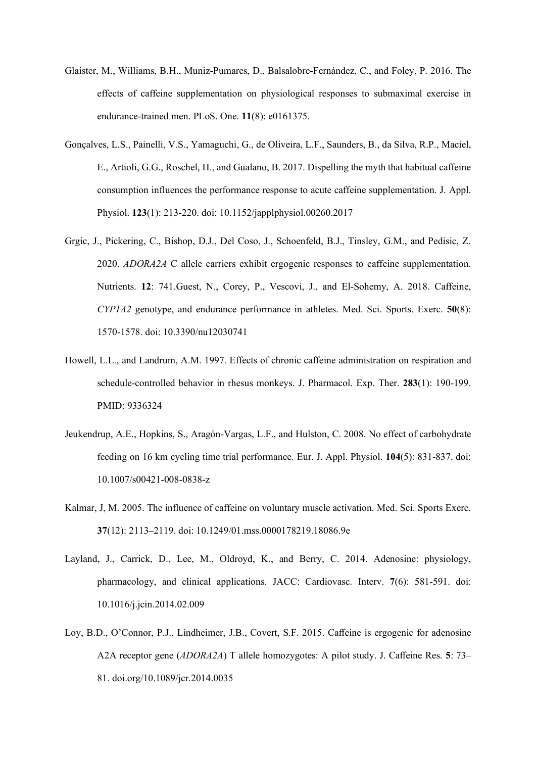Glaister, M., Williams, B.H., Muniz-Pumares, D., Balsalobre-Fernández, C., and Foley, P. 2016. The effects of caffeine supplementation on physiological responses to submaximal exercise in endurance-trained men. PLoS. One. **11**(8): e0161375.

Gonçalves, L.S., Painelli, V.S., Yamaguchi, G., de Oliveira, L.F., Saunders, B., da Silva, R.P., Maciel, E., Artioli, G.G., Roschel, H., and Gualano, B. 2017. Dispelling the myth that habitual caffeine consumption influences the performance response to acute caffeine supplementation. J. Appl. Physiol. **123**(1): 213-220. doi: 10.1152/japplphysiol.00260.2017

Grgic, J., Pickering, C., Bishop, D.J., Del Coso, J., Schoenfeld, B.J., Tinsley, G.M., and Pedisic, Z. 2020. *ADORA2A* C allele carriers exhibit ergogenic responses to caffeine supplementation. Nutrients. **12**: 741.Guest, N., Corey, P., Vescovi, J., and El-Sohemy, A. 2018. Caffeine, *CYP1A2* genotype, and endurance performance in athletes. Med. Sci. Sports. Exerc. **50**(8): 1570-1578. doi: 10.3390/nu12030741

Howell, L.L., and Landrum, A.M. 1997. Effects of chronic caffeine administration on respiration and schedule-controlled behavior in rhesus monkeys. J. Pharmacol. Exp. Ther. **283**(1): 190-199. PMID: 9336324

Jeukendrup, A.E., Hopkins, S., Aragón-Vargas, L.F., and Hulston, C. 2008. No effect of carbohydrate feeding on 16 km cycling time trial performance. Eur. J. Appl. Physiol. **104**(5): 831-837. doi: 10.1007/s00421-008-0838-z

Kalmar, J, M. 2005. The influence of caffeine on voluntary muscle activation. Med. Sci. Sports Exerc. **37**(12): 2113–2119. doi: 10.1249/01.mss.0000178219.18086.9e

Layland, J., Carrick, D., Lee, M., Oldroyd, K., and Berry, C. 2014. Adenosine: physiology, pharmacology, and clinical applications. JACC: Cardiovasc. Interv. **7**(6): 581-591. doi: 10.1016/j.jcin.2014.02.009

Loy, B.D., O'Connor, P.J., Lindheimer, J.B., Covert, S.F. 2015. Caffeine is ergogenic for adenosine A2A receptor gene (*ADORA2A*) T allele homozygotes: A pilot study. J. Caffeine Res. **5**: 73–81. doi.org/10.1089/jcr.2014.0035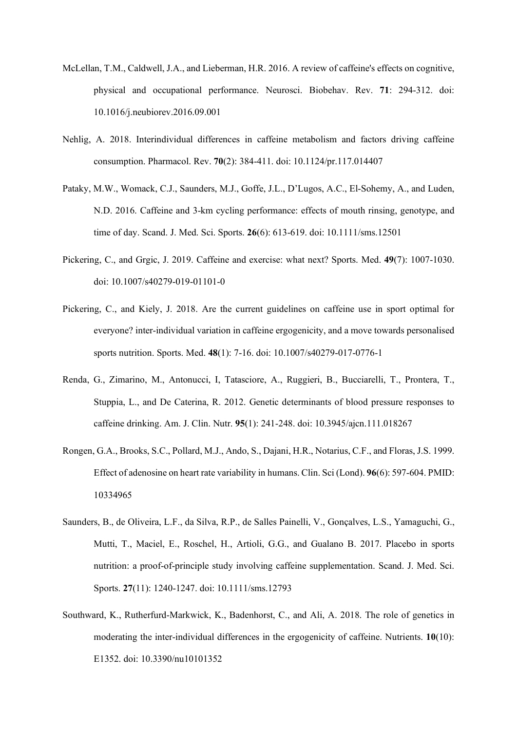McLellan, T.M., Caldwell, J.A., and Lieberman, H.R. 2016. A review of caffeine's effects on cognitive, physical and occupational performance. Neurosci. Biobehav. Rev. **71**: 294-312. doi: 10.1016/j.neubiorev.2016.09.001

Nehlig, A. 2018. Interindividual differences in caffeine metabolism and factors driving caffeine consumption. Pharmacol. Rev. **70**(2): 384-411. doi: 10.1124/pr.117.014407

Pataky, M.W., Womack, C.J., Saunders, M.J., Goffe, J.L., D'Lugos, A.C., El-Sohemy, A., and Luden, N.D. 2016. Caffeine and 3-km cycling performance: effects of mouth rinsing, genotype, and time of day. Scand. J. Med. Sci. Sports. **26**(6): 613-619. doi: 10.1111/sms.12501

Pickering, C., and Grgic, J. 2019. Caffeine and exercise: what next? Sports. Med. **49**(7): 1007-1030. doi: 10.1007/s40279-019-01101-0

Pickering, C., and Kiely, J. 2018. Are the current guidelines on caffeine use in sport optimal for everyone? inter-individual variation in caffeine ergogenicity, and a move towards personalised sports nutrition. Sports. Med. **48**(1): 7-16. doi: 10.1007/s40279-017-0776-1

Renda, G., Zimarino, M., Antonucci, I, Tatasciore, A., Ruggieri, B., Bucciarelli, T., Prontera, T., Stuppia, L., and De Caterina, R. 2012. Genetic determinants of blood pressure responses to caffeine drinking. Am. J. Clin. Nutr. **95**(1): 241-248. doi: 10.3945/ajcn.111.018267

Rongen, G.A., Brooks, S.C., Pollard, M.J., Ando, S., Dajani, H.R., Notarius, C.F., and Floras, J.S. 1999. Effect of adenosine on heart rate variability in humans. Clin. Sci (Lond). **96**(6): 597-604. PMID: 10334965

Saunders, B., de Oliveira, L.F., da Silva, R.P., de Salles Painelli, V., Gonçalves, L.S., Yamaguchi, G., Mutti, T., Maciel, E., Roschel, H., Artioli, G.G., and Gualano B. 2017. Placebo in sports nutrition: a proof-of-principle study involving caffeine supplementation. Scand. J. Med. Sci. Sports. **27**(11): 1240-1247. doi: 10.1111/sms.12793

Southward, K., Rutherfurd-Markwick, K., Badenhorst, C., and Ali, A. 2018. The role of genetics in moderating the inter-individual differences in the ergogenicity of caffeine. Nutrients. **10**(10): E1352. doi: 10.3390/nu10101352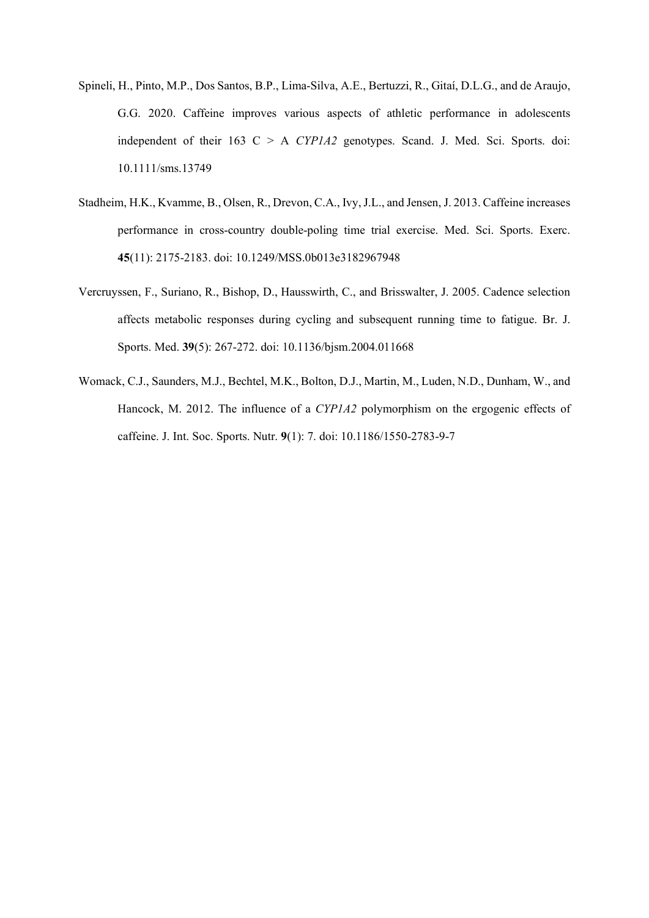Spineli, H., Pinto, M.P., Dos Santos, B.P., Lima-Silva, A.E., Bertuzzi, R., Gitaí, D.L.G., and de Araujo, G.G. 2020. Caffeine improves various aspects of athletic performance in adolescents independent of their 163 C > A *CYP1A2* genotypes. Scand. J. Med. Sci. Sports. doi: 10.1111/sms.13749

Stadheim, H.K., Kvamme, B., Olsen, R., Drevon, C.A., Ivy, J.L., and Jensen, J. 2013. Caffeine increases performance in cross-country double-poling time trial exercise. Med. Sci. Sports. Exerc. **45**(11): 2175-2183. doi: 10.1249/MSS.0b013e3182967948

Vercruyssen, F., Suriano, R., Bishop, D., Hausswirth, C., and Brisswalter, J. 2005. Cadence selection affects metabolic responses during cycling and subsequent running time to fatigue. Br. J. Sports. Med. **39**(5): 267-272. doi: 10.1136/bjsm.2004.011668

Womack, C.J., Saunders, M.J., Bechtel, M.K., Bolton, D.J., Martin, M., Luden, N.D., Dunham, W., and Hancock, M. 2012. The influence of a *CYP1A2* polymorphism on the ergogenic effects of caffeine. J. Int. Soc. Sports. Nutr. **9**(1): 7. doi: 10.1186/1550-2783-9-7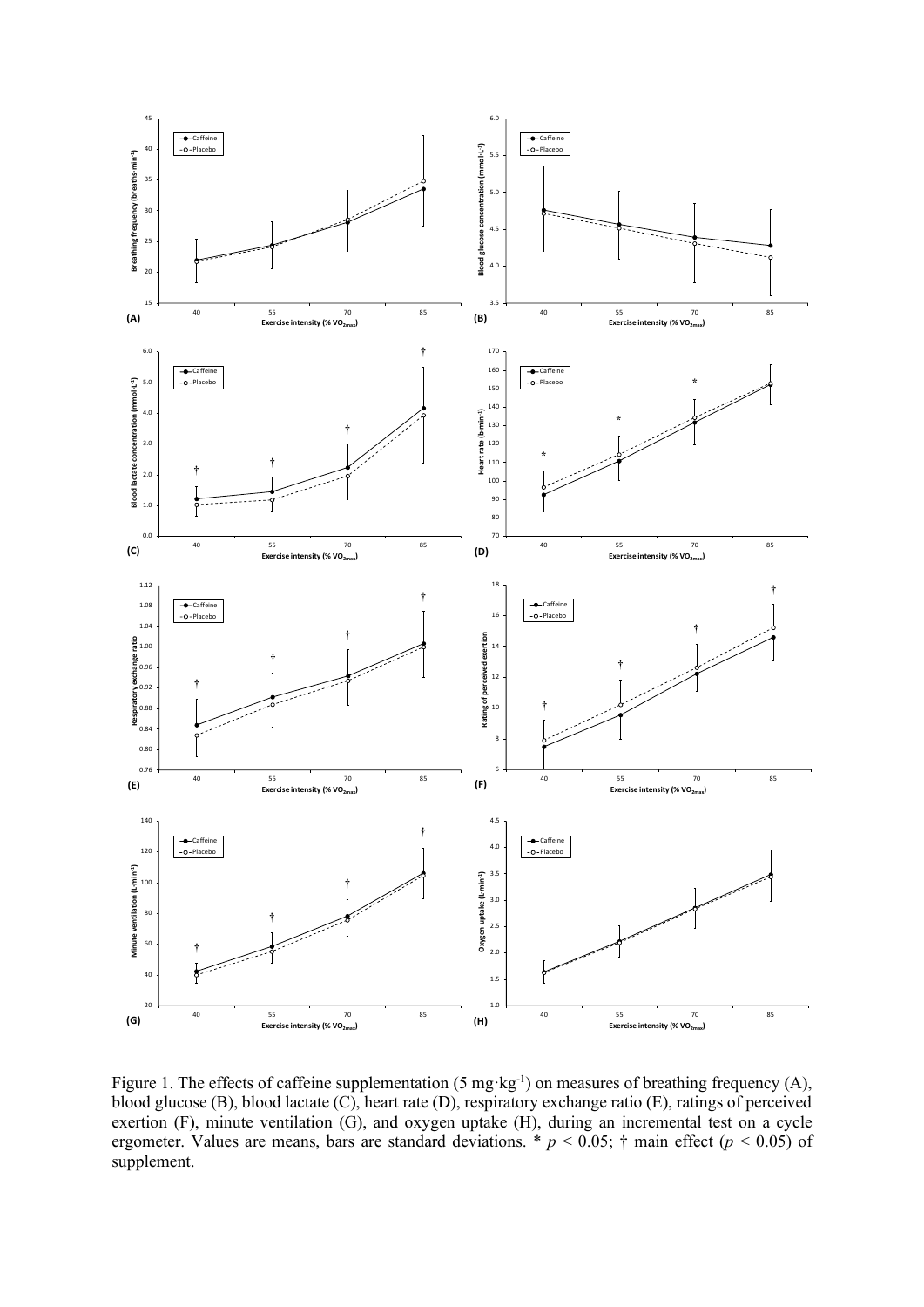Figure 1. The effects of caffeine supplementation (5 mg·kg$^{-1}$) on measures of breathing frequency (A), blood glucose (B), blood lactate (C), heart rate (D), respiratory exchange ratio (E), ratings of perceived exertion (F), minute ventilation (G), and oxygen uptake (H), during an incremental test on a cycle ergometer. Values are means, bars are standard deviations. * $p < 0.05$; † main effect ($p < 0.05$) of supplement.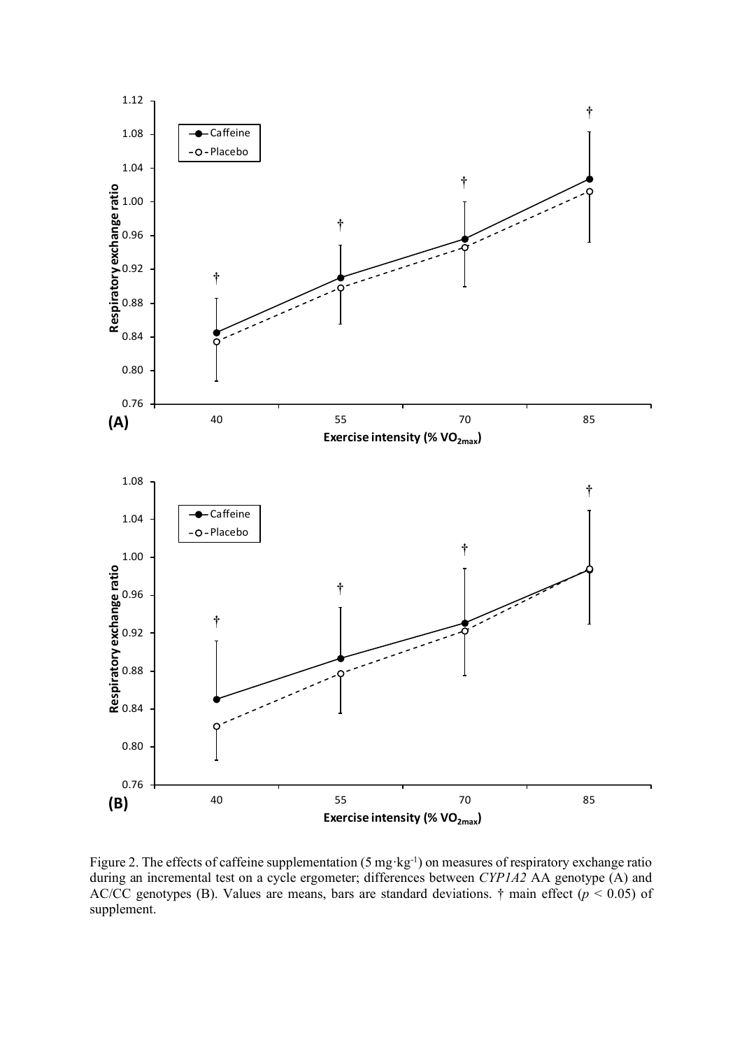Figure 2. The effects of caffeine supplementation (5 mg·kg$^{-1}$) on measures of respiratory exchange ratio during an incremental test on a cycle ergometer; differences between *CYP1A2* AA genotype (A) and AC/CC genotypes (B). Values are means, bars are standard deviations. † main effect ($p < 0.05$) of supplement.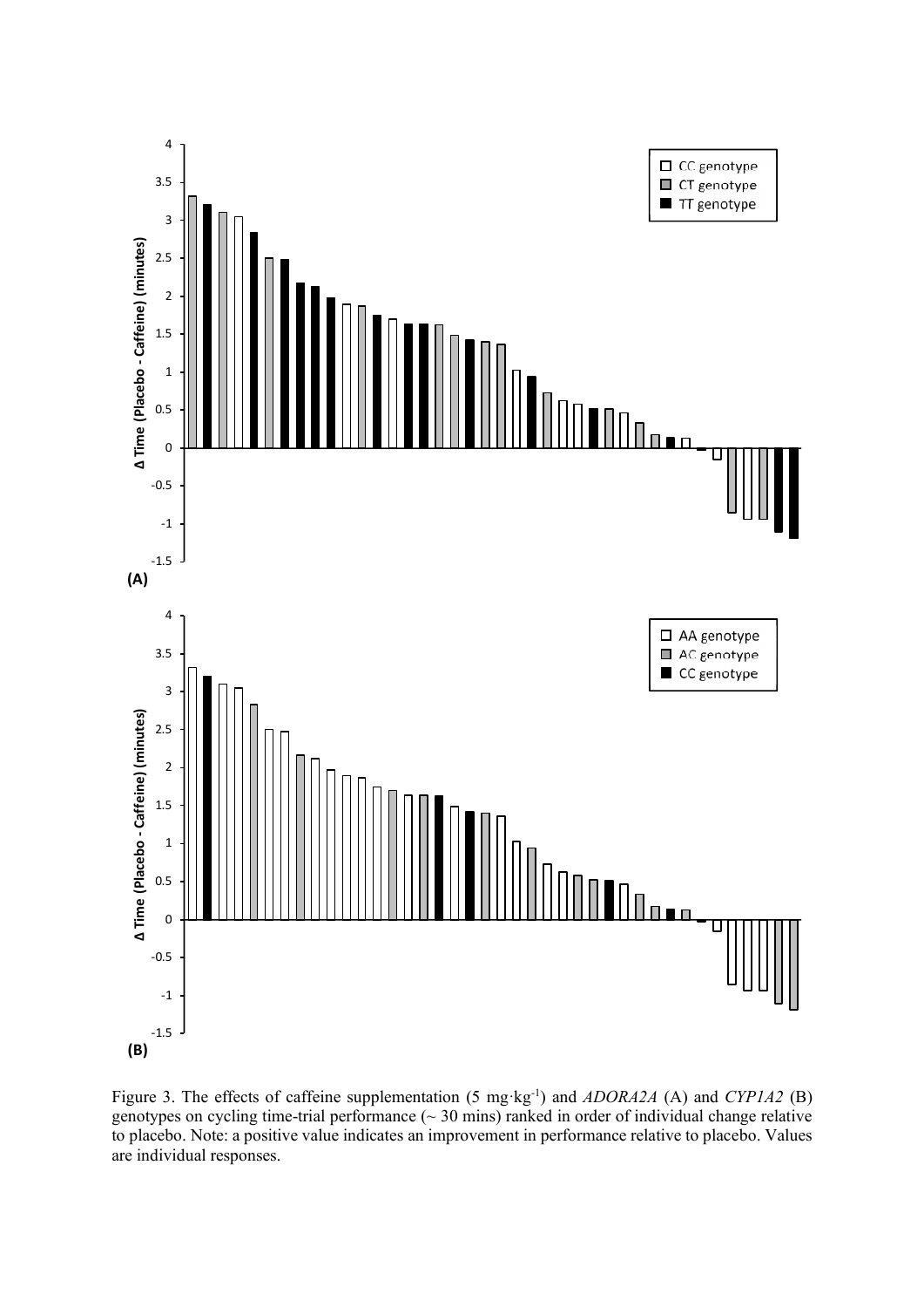Figure 3. The effects of caffeine supplementation (5 mg·kg[-1]) and *ADORA2A* (A) and *CYP1A2* (B) genotypes on cycling time-trial performance (~ 30 mins) ranked in order of individual change relative to placebo. Note: a positive value indicates an improvement in performance relative to placebo. Values are individual responses.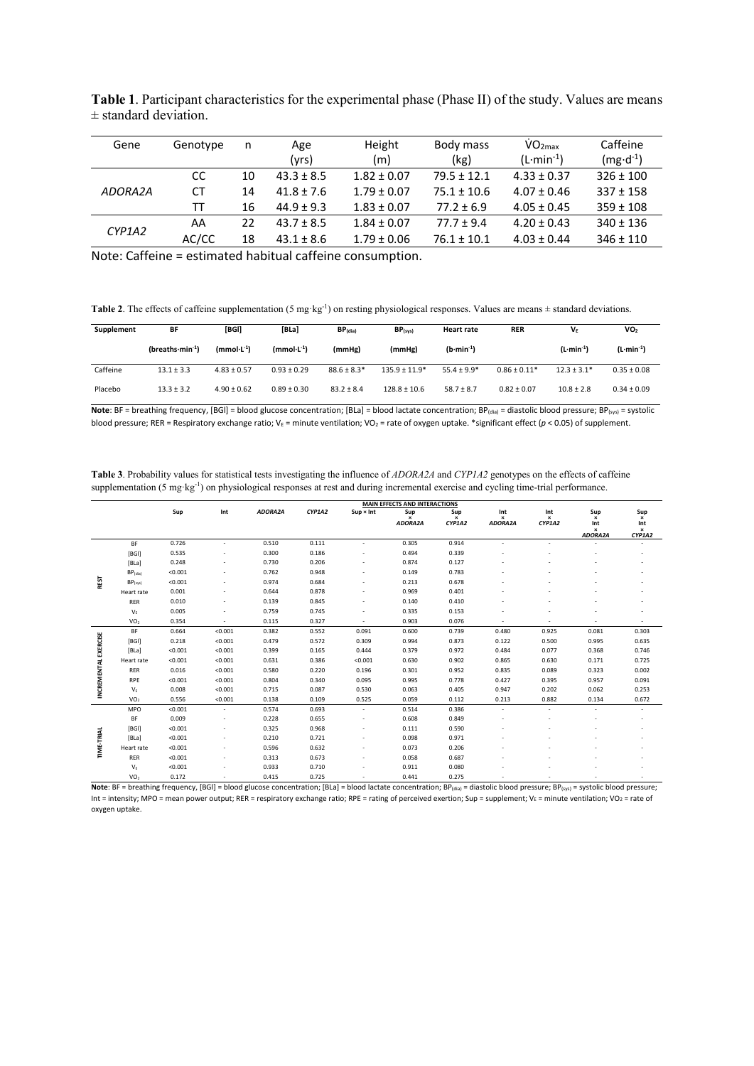**Table 1**. Participant characteristics for the experimental phase (Phase II) of the study. Values are means ± standard deviation.

| Gene | Genotype | n | Age (yrs) | Height (m) | Body mass (kg) | $\dot{V}O_{2max}$ ($L \cdot min^{-1}$) | Caffeine ($mg \cdot d^{-1}$) |
|---|---|---|---|---|---|---|---|
| *ADORA2A* | CC | 10 | 43.3 ± 8.5 | 1.82 ± 0.07 | 79.5 ± 12.1 | 4.33 ± 0.37 | 326 ± 100 |
| | CT | 14 | 41.8 ± 7.6 | 1.79 ± 0.07 | 75.1 ± 10.6 | 4.07 ± 0.46 | 337 ± 158 |
| | TT | 16 | 44.9 ± 9.3 | 1.83 ± 0.07 | 77.2 ± 6.9 | 4.05 ± 0.45 | 359 ± 108 |
| *CYP1A2* | AA | 22 | 43.7 ± 8.5 | 1.84 ± 0.07 | 77.7 ± 9.4 | 4.20 ± 0.43 | 340 ± 136 |
| | AC/CC | 18 | 43.1 ± 8.6 | 1.79 ± 0.06 | 76.1 ± 10.1 | 4.03 ± 0.44 | 346 ± 110 |

Note: Caffeine = estimated habitual caffeine consumption.

**Table 2**. The effects of caffeine supplementation (5 $mg \cdot kg^{-1}$) on resting physiological responses. Values are means ± standard deviations.

| Supplement | BF (breaths·min$^{-1}$) | [BGl] (mmol·L$^{-1}$) | [BLa] (mmol·L$^{-1}$) | $BP_{(dia)}$ (mmHg) | $BP_{(sys)}$ (mmHg) | Heart rate (b·min$^{-1}$) | RER | $V_E$ (L·min$^{-1}$) | $VO_2$ (L·min$^{-1}$) |
|---|---|---|---|---|---|---|---|---|---|
| Caffeine | 13.1 ± 3.3 | 4.83 ± 0.57 | 0.93 ± 0.29 | 88.6 ± 8.3* | 135.9 ± 11.9* | 55.4 ± 9.9* | 0.86 ± 0.11* | 12.3 ± 3.1* | 0.35 ± 0.08 |
| Placebo | 13.3 ± 3.2 | 4.90 ± 0.62 | 0.89 ± 0.30 | 83.2 ± 8.4 | 128.8 ± 10.6 | 58.7 ± 8.7 | 0.82 ± 0.07 | 10.8 ± 2.8 | 0.34 ± 0.09 |

**Note**: BF = breathing frequency, [BGl] = blood glucose concentration; [BLa] = blood lactate concentration; $BP_{(dia)}$ = diastolic blood pressure; $BP_{(sys)}$ = systolic blood pressure; RER = Respiratory exchange ratio; $V_E$ = minute ventilation; $VO_2$ = rate of oxygen uptake. *significant effect ($p < 0.05$) of supplement.

**Table 3**. Probability values for statistical tests investigating the influence of *ADORA2A* and *CYP1A2* genotypes on the effects of caffeine supplementation (5 $mg \cdot kg^{-1}$) on physiological responses at rest and during incremental exercise and cycling time-trial performance.

| | | MAIN EFFECTS AND INTERACTIONS | | | | | | | | | | |
|---|---|---|---|---|---|---|---|---|---|---|---|---|
| | | Sup | Int | *ADORA2A* | *CYP1A2* | Sup × Int | Sup × *ADORA2A* | Sup × *CYP1A2* | Int × *ADORA2A* | Int × *CYP1A2* | Sup × Int × *ADORA2A* | Sup × Int × *CYP1A2* |
| REST | BF | 0.726 | - | 0.510 | 0.111 | - | 0.305 | 0.914 | - | - | - | - |
| | [BGl] | 0.535 | - | 0.300 | 0.186 | - | 0.494 | 0.339 | - | - | - | - |
| | [BLa] | 0.248 | - | 0.730 | 0.206 | - | 0.874 | 0.127 | - | - | - | - |
| | $BP_{(dia)}$ | <0.001 | - | 0.762 | 0.948 | - | 0.149 | 0.783 | - | - | - | - |
| | $BP_{(sys)}$ | <0.001 | - | 0.974 | 0.684 | - | 0.213 | 0.678 | - | - | - | - |
| | Heart rate | 0.001 | - | 0.644 | 0.878 | - | 0.969 | 0.401 | - | - | - | - |
| | RER | 0.010 | - | 0.139 | 0.845 | - | 0.140 | 0.410 | - | - | - | - |
| | $V_E$ | 0.005 | - | 0.759 | 0.745 | - | 0.335 | 0.153 | - | - | - | - |
| | $VO_2$ | 0.354 | - | 0.115 | 0.327 | - | 0.903 | 0.076 | - | - | - | - |
| INCREMENTAL EXERCISE | BF | 0.664 | <0.001 | 0.382 | 0.552 | 0.091 | 0.600 | 0.739 | 0.480 | 0.925 | 0.081 | 0.303 |
| | [BGl] | 0.218 | <0.001 | 0.479 | 0.572 | 0.309 | 0.994 | 0.873 | 0.122 | 0.500 | 0.995 | 0.635 |
| | [BLa] | <0.001 | <0.001 | 0.399 | 0.165 | 0.444 | 0.379 | 0.972 | 0.484 | 0.077 | 0.368 | 0.746 |
| | Heart rate | <0.001 | <0.001 | 0.631 | 0.386 | <0.001 | 0.630 | 0.902 | 0.865 | 0.630 | 0.171 | 0.725 |
| | RER | 0.016 | <0.001 | 0.580 | 0.220 | 0.196 | 0.301 | 0.952 | 0.835 | 0.089 | 0.323 | 0.002 |
| | RPE | <0.001 | <0.001 | 0.804 | 0.340 | 0.095 | 0.995 | 0.778 | 0.427 | 0.395 | 0.957 | 0.091 |
| | $V_E$ | 0.008 | <0.001 | 0.715 | 0.087 | 0.530 | 0.063 | 0.405 | 0.947 | 0.202 | 0.062 | 0.253 |
| | $VO_2$ | 0.556 | <0.001 | 0.138 | 0.109 | 0.525 | 0.059 | 0.112 | 0.213 | 0.882 | 0.134 | 0.672 |
| TIME-TRIAL | MPO | <0.001 | - | 0.574 | 0.693 | - | 0.514 | 0.386 | - | - | - | - |
| | BF | 0.009 | - | 0.228 | 0.655 | - | 0.608 | 0.849 | - | - | - | - |
| | [BGl] | <0.001 | - | 0.325 | 0.968 | - | 0.111 | 0.590 | - | - | - | - |
| | [BLa] | <0.001 | - | 0.210 | 0.721 | - | 0.098 | 0.971 | - | - | - | - |
| | Heart rate | <0.001 | - | 0.596 | 0.632 | - | 0.073 | 0.206 | - | - | - | - |
| | RER | <0.001 | - | 0.313 | 0.673 | - | 0.058 | 0.687 | - | - | - | - |
| | $V_E$ | <0.001 | - | 0.933 | 0.710 | - | 0.911 | 0.080 | - | - | - | - |
| | $VO_2$ | 0.172 | - | 0.415 | 0.725 | - | 0.441 | 0.275 | - | - | - | - |

**Note**: BF = breathing frequency, [BGl] = blood glucose concentration; [BLa] = blood lactate concentration; $BP_{(dia)}$ = diastolic blood pressure; $BP_{(sys)}$ = systolic blood pressure; Int = intensity; MPO = mean power output; RER = respiratory exchange ratio; RPE = rating of perceived exertion; Sup = supplement; $V_E$ = minute ventilation; $VO_2$ = rate of oxygen uptake.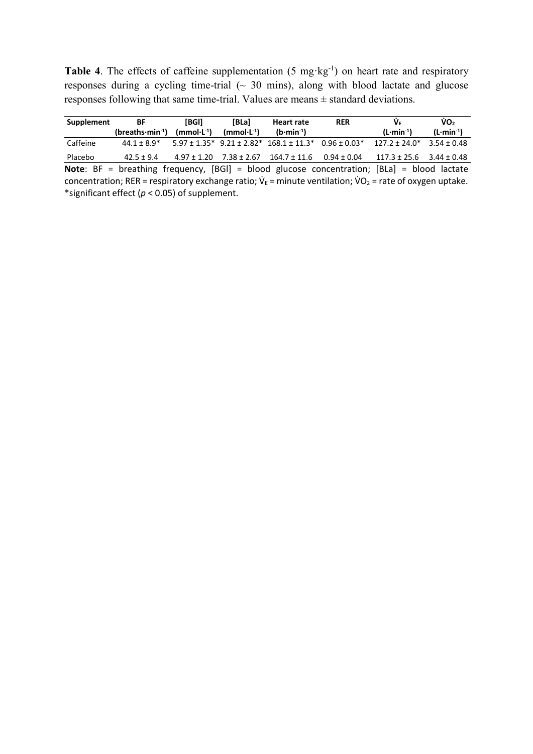**Table 4**. The effects of caffeine supplementation (5 mg·kg$^{-1}$) on heart rate and respiratory responses during a cycling time-trial (~ 30 mins), along with blood lactate and glucose responses following that same time-trial. Values are means ± standard deviations.

| Supplement | BF (breaths·min$^{-1}$) | [BGl] (mmol·L$^{-1}$) | [BLa] (mmol·L$^{-1}$) | Heart rate (b·min$^{-1}$) | RER | $\dot{V}_E$ (L·min$^{-1}$) | $\dot{V}O_2$ (L·min$^{-1}$) |
|---|---|---|---|---|---|---|---|
| Caffeine | 44.1 ± 8.9* | 5.97 ± 1.35* | 9.21 ± 2.82* | 168.1 ± 11.3* | 0.96 ± 0.03* | 127.2 ± 24.0* | 3.54 ± 0.48 |
| Placebo | 42.5 ± 9.4 | 4.97 ± 1.20 | 7.38 ± 2.67 | 164.7 ± 11.6 | 0.94 ± 0.04 | 117.3 ± 25.6 | 3.44 ± 0.48 |

**Note**: BF = breathing frequency, [BGl] = blood glucose concentration; [BLa] = blood lactate concentration; RER = respiratory exchange ratio; $\dot{V}_E$ = minute ventilation; $\dot{V}O_2$ = rate of oxygen uptake. *significant effect ($p < 0.05$) of supplement.